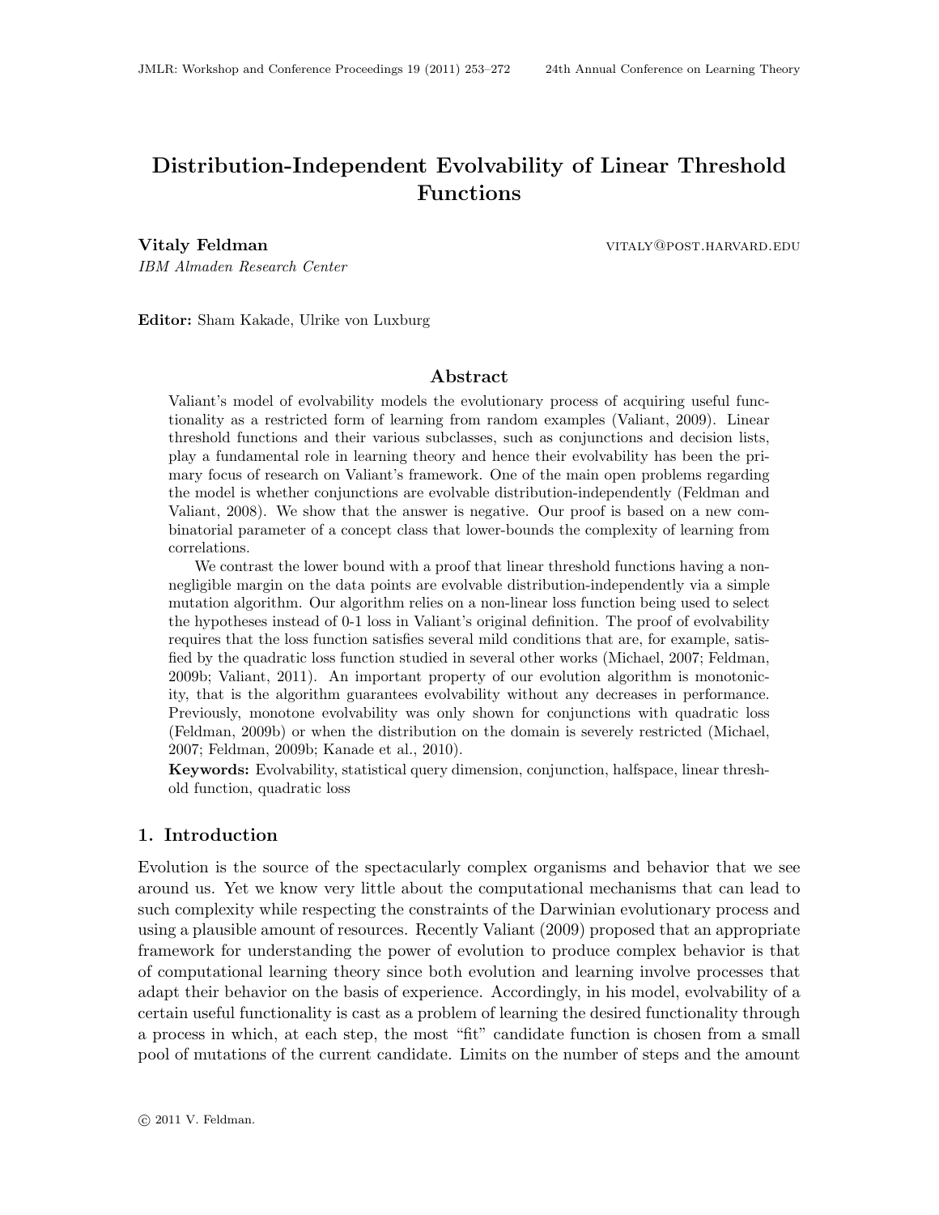# Distribution-Independent Evolvability of Linear Threshold Functions

**Vitaly Feldman** VITALY@POST.HARVARD.EDU
*IBM Almaden Research Center*

**Editor:** Sham Kakade, Ulrike von Luxburg

## Abstract

Valiant's model of evolvability models the evolutionary process of acquiring useful functionality as a restricted form of learning from random examples (Valiant, 2009). Linear threshold functions and their various subclasses, such as conjunctions and decision lists, play a fundamental role in learning theory and hence their evolvability has been the primary focus of research on Valiant's framework. One of the main open problems regarding the model is whether conjunctions are evolvable distribution-independently (Feldman and Valiant, 2008). We show that the answer is negative. Our proof is based on a new combinatorial parameter of a concept class that lower-bounds the complexity of learning from correlations.

We contrast the lower bound with a proof that linear threshold functions having a non-negligible margin on the data points are evolvable distribution-independently via a simple mutation algorithm. Our algorithm relies on a non-linear loss function being used to select the hypotheses instead of 0-1 loss in Valiant's original definition. The proof of evolvability requires that the loss function satisfies several mild conditions that are, for example, satisfied by the quadratic loss function studied in several other works (Michael, 2007; Feldman, 2009b; Valiant, 2011). An important property of our evolution algorithm is monotonicity, that is the algorithm guarantees evolvability without any decreases in performance. Previously, monotone evolvability was only shown for conjunctions with quadratic loss (Feldman, 2009b) or when the distribution on the domain is severely restricted (Michael, 2007; Feldman, 2009b; Kanade et al., 2010).

**Keywords:** Evolvability, statistical query dimension, conjunction, halfspace, linear threshold function, quadratic loss

## 1. Introduction

Evolution is the source of the spectacularly complex organisms and behavior that we see around us. Yet we know very little about the computational mechanisms that can lead to such complexity while respecting the constraints of the Darwinian evolutionary process and using a plausible amount of resources. Recently Valiant (2009) proposed that an appropriate framework for understanding the power of evolution to produce complex behavior is that of computational learning theory since both evolution and learning involve processes that adapt their behavior on the basis of experience. Accordingly, in his model, evolvability of a certain useful functionality is cast as a problem of learning the desired functionality through a process in which, at each step, the most "fit" candidate function is chosen from a small pool of mutations of the current candidate. Limits on the number of steps and the amount

© 2011 V. Feldman.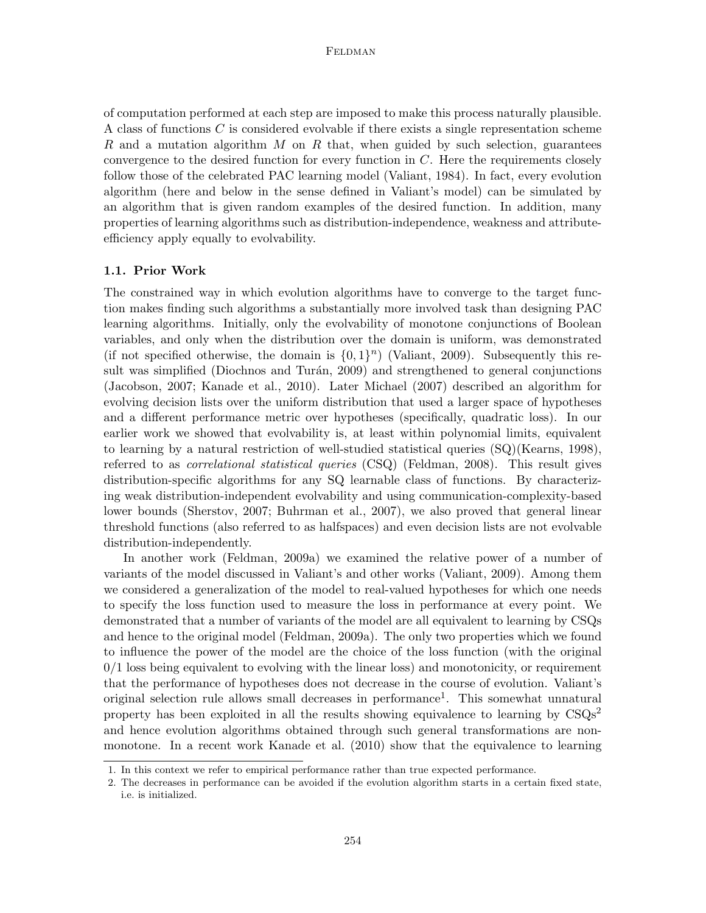of computation performed at each step are imposed to make this process naturally plausible. A class of functions $C$ is considered evolvable if there exists a single representation scheme $R$ and a mutation algorithm $M$ on $R$ that, when guided by such selection, guarantees convergence to the desired function for every function in $C$. Here the requirements closely follow those of the celebrated PAC learning model (Valiant, 1984). In fact, every evolution algorithm (here and below in the sense defined in Valiant's model) can be simulated by an algorithm that is given random examples of the desired function. In addition, many properties of learning algorithms such as distribution-independence, weakness and attribute-efficiency apply equally to evolvability.

### 1.1. Prior Work

The constrained way in which evolution algorithms have to converge to the target function makes finding such algorithms a substantially more involved task than designing PAC learning algorithms. Initially, only the evolvability of monotone conjunctions of Boolean variables, and only when the distribution over the domain is uniform, was demonstrated (if not specified otherwise, the domain is $\{0,1\}^n$) (Valiant, 2009). Subsequently this result was simplified (Diochnos and Turán, 2009) and strengthened to general conjunctions (Jacobson, 2007; Kanade et al., 2010). Later Michael (2007) described an algorithm for evolving decision lists over the uniform distribution that used a larger space of hypotheses and a different performance metric over hypotheses (specifically, quadratic loss). In our earlier work we showed that evolvability is, at least within polynomial limits, equivalent to learning by a natural restriction of well-studied statistical queries (SQ)(Kearns, 1998), referred to as *correlational statistical queries* (CSQ) (Feldman, 2008). This result gives distribution-specific algorithms for any SQ learnable class of functions. By characterizing weak distribution-independent evolvability and using communication-complexity-based lower bounds (Sherstov, 2007; Buhrman et al., 2007), we also proved that general linear threshold functions (also referred to as halfspaces) and even decision lists are not evolvable distribution-independently.

In another work (Feldman, 2009a) we examined the relative power of a number of variants of the model discussed in Valiant's and other works (Valiant, 2009). Among them we considered a generalization of the model to real-valued hypotheses for which one needs to specify the loss function used to measure the loss in performance at every point. We demonstrated that a number of variants of the model are all equivalent to learning by CSQs and hence to the original model (Feldman, 2009a). The only two properties which we found to influence the power of the model are the choice of the loss function (with the original $0/1$ loss being equivalent to evolving with the linear loss) and monotonicity, or requirement that the performance of hypotheses does not decrease in the course of evolution. Valiant's original selection rule allows small decreases in performance[1]. This somewhat unnatural property has been exploited in all the results showing equivalence to learning by CSQs[2] and hence evolution algorithms obtained through such general transformations are non-monotone. In a recent work Kanade et al. (2010) show that the equivalence to learning

1. In this context we refer to empirical performance rather than true expected performance.
2. The decreases in performance can be avoided if the evolution algorithm starts in a certain fixed state, i.e. is initialized.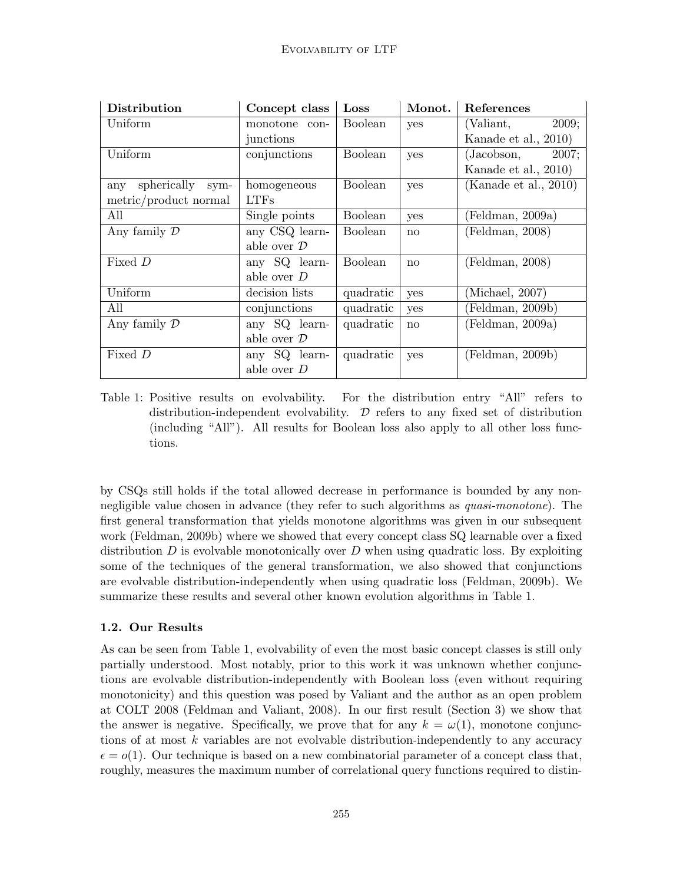| Distribution | Concept class | Loss | Monot. | References |
|---|---|---|---|---|
| Uniform | monotone conjunctions | Boolean | yes | (Valiant, 2009; Kanade et al., 2010) |
| Uniform | conjunctions | Boolean | yes | (Jacobson, 2007; Kanade et al., 2010) |
| any spherically symmetric/product normal | homogeneous LTFs | Boolean | yes | (Kanade et al., 2010) |
| All | Single points | Boolean | yes | (Feldman, 2009a) |
| Any family $\mathcal{D}$ | any CSQ learnable over $\mathcal{D}$ | Boolean | no | (Feldman, 2008) |
| Fixed $D$ | any SQ learnable over $D$ | Boolean | no | (Feldman, 2008) |
| Uniform | decision lists | quadratic | yes | (Michael, 2007) |
| All | conjunctions | quadratic | yes | (Feldman, 2009b) |
| Any family $\mathcal{D}$ | any SQ learnable over $\mathcal{D}$ | quadratic | no | (Feldman, 2009a) |
| Fixed $D$ | any SQ learnable over $D$ | quadratic | yes | (Feldman, 2009b) |

Table 1: Positive results on evolvability. For the distribution entry "All" refers to distribution-independent evolvability. $\mathcal{D}$ refers to any fixed set of distribution (including "All"). All results for Boolean loss also apply to all other loss functions.

by CSQs still holds if the total allowed decrease in performance is bounded by any non-negligible value chosen in advance (they refer to such algorithms as *quasi-monotone*). The first general transformation that yields monotone algorithms was given in our subsequent work (Feldman, 2009b) where we showed that every concept class SQ learnable over a fixed distribution $D$ is evolvable monotonically over $D$ when using quadratic loss. By exploiting some of the techniques of the general transformation, we also showed that conjunctions are evolvable distribution-independently when using quadratic loss (Feldman, 2009b). We summarize these results and several other known evolution algorithms in Table 1.

### 1.2. Our Results

As can be seen from Table 1, evolvability of even the most basic concept classes is still only partially understood. Most notably, prior to this work it was unknown whether conjunctions are evolvable distribution-independently with Boolean loss (even without requiring monotonicity) and this question was posed by Valiant and the author as an open problem at COLT 2008 (Feldman and Valiant, 2008). In our first result (Section 3) we show that the answer is negative. Specifically, we prove that for any $k = \omega(1)$, monotone conjunctions of at most $k$ variables are not evolvable distribution-independently to any accuracy $\epsilon = o(1)$. Our technique is based on a new combinatorial parameter of a concept class that, roughly, measures the maximum number of correlational query functions required to distin-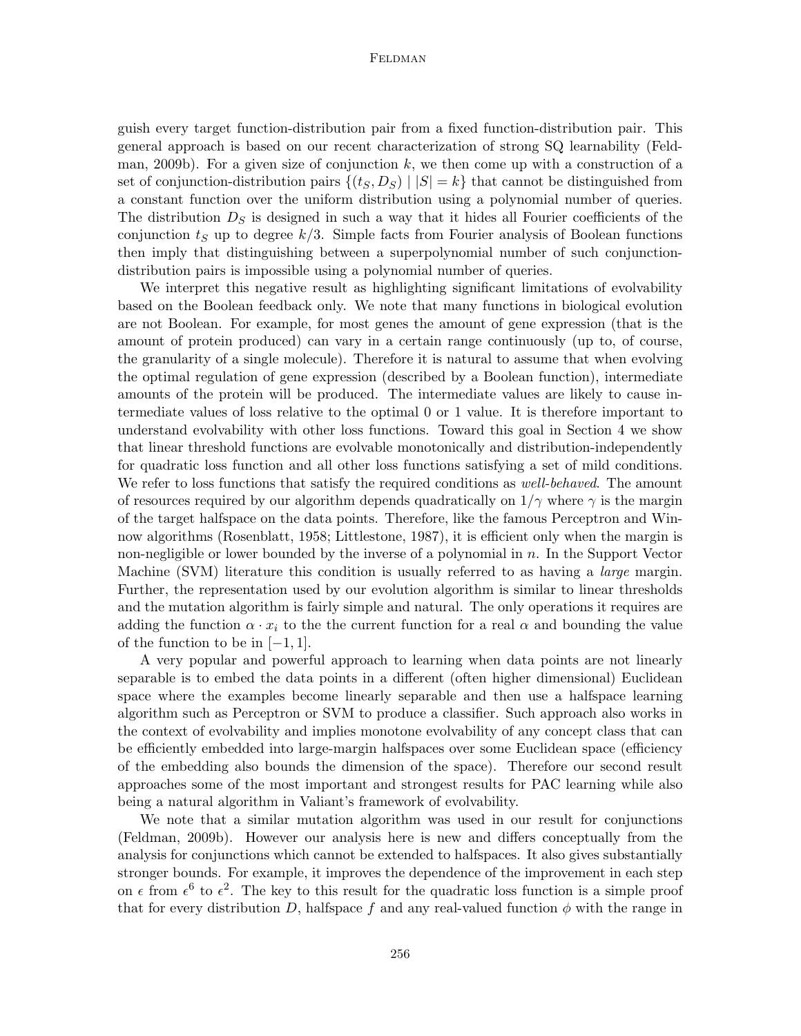guish every target function-distribution pair from a fixed function-distribution pair. This general approach is based on our recent characterization of strong SQ learnability (Feldman, 2009b). For a given size of conjunction $k$, we then come up with a construction of a set of conjunction-distribution pairs $\{(t_S, D_S) \mid |S| = k\}$ that cannot be distinguished from a constant function over the uniform distribution using a polynomial number of queries. The distribution $D_S$ is designed in such a way that it hides all Fourier coefficients of the conjunction $t_S$ up to degree $k/3$. Simple facts from Fourier analysis of Boolean functions then imply that distinguishing between a superpolynomial number of such conjunction-distribution pairs is impossible using a polynomial number of queries.

We interpret this negative result as highlighting significant limitations of evolvability based on the Boolean feedback only. We note that many functions in biological evolution are not Boolean. For example, for most genes the amount of gene expression (that is the amount of protein produced) can vary in a certain range continuously (up to, of course, the granularity of a single molecule). Therefore it is natural to assume that when evolving the optimal regulation of gene expression (described by a Boolean function), intermediate amounts of the protein will be produced. The intermediate values are likely to cause intermediate values of loss relative to the optimal 0 or 1 value. It is therefore important to understand evolvability with other loss functions. Toward this goal in Section 4 we show that linear threshold functions are evolvable monotonically and distribution-independently for quadratic loss function and all other loss functions satisfying a set of mild conditions. We refer to loss functions that satisfy the required conditions as *well-behaved*. The amount of resources required by our algorithm depends quadratically on $1/\gamma$ where $\gamma$ is the margin of the target halfspace on the data points. Therefore, like the famous Perceptron and Winnow algorithms (Rosenblatt, 1958; Littlestone, 1987), it is efficient only when the margin is non-negligible or lower bounded by the inverse of a polynomial in $n$. In the Support Vector Machine (SVM) literature this condition is usually referred to as having a *large* margin. Further, the representation used by our evolution algorithm is similar to linear thresholds and the mutation algorithm is fairly simple and natural. The only operations it requires are adding the function $\alpha \cdot x_i$ to the the current function for a real $\alpha$ and bounding the value of the function to be in $[-1, 1]$.

A very popular and powerful approach to learning when data points are not linearly separable is to embed the data points in a different (often higher dimensional) Euclidean space where the examples become linearly separable and then use a halfspace learning algorithm such as Perceptron or SVM to produce a classifier. Such approach also works in the context of evolvability and implies monotone evolvability of any concept class that can be efficiently embedded into large-margin halfspaces over some Euclidean space (efficiency of the embedding also bounds the dimension of the space). Therefore our second result approaches some of the most important and strongest results for PAC learning while also being a natural algorithm in Valiant's framework of evolvability.

We note that a similar mutation algorithm was used in our result for conjunctions (Feldman, 2009b). However our analysis here is new and differs conceptually from the analysis for conjunctions which cannot be extended to halfspaces. It also gives substantially stronger bounds. For example, it improves the dependence of the improvement in each step on $\epsilon$ from $\epsilon^6$ to $\epsilon^2$. The key to this result for the quadratic loss function is a simple proof that for every distribution $D$, halfspace $f$ and any real-valued function $\phi$ with the range in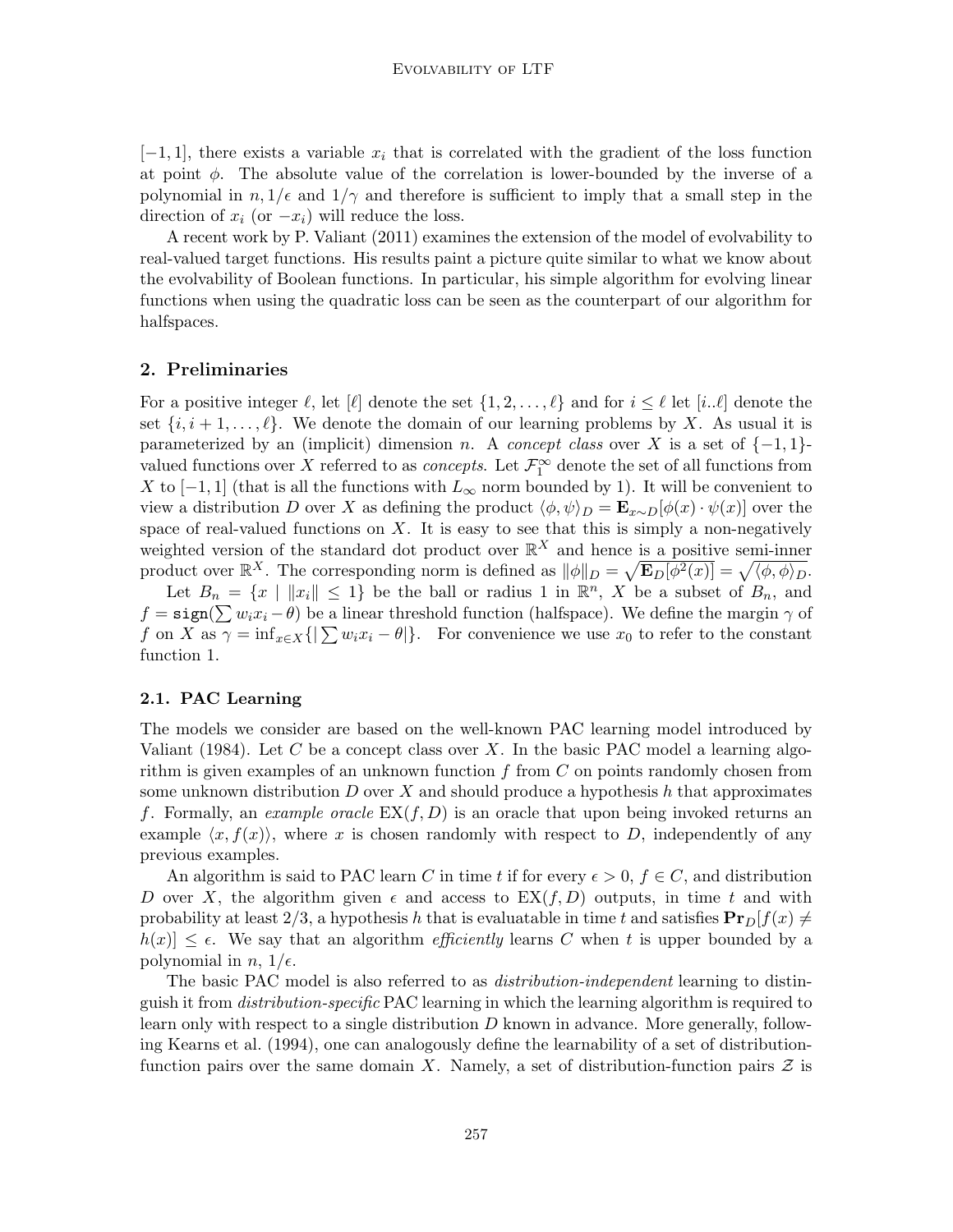$[-1, 1]$, there exists a variable $x_i$ that is correlated with the gradient of the loss function at point $\phi$. The absolute value of the correlation is lower-bounded by the inverse of a polynomial in $n, 1/\epsilon$ and $1/\gamma$ and therefore is sufficient to imply that a small step in the direction of $x_i$ (or $-x_i$) will reduce the loss.

A recent work by P. Valiant (2011) examines the extension of the model of evolvability to real-valued target functions. His results paint a picture quite similar to what we know about the evolvability of Boolean functions. In particular, his simple algorithm for evolving linear functions when using the quadratic loss can be seen as the counterpart of our algorithm for halfspaces.

## 2. Preliminaries

For a positive integer $\ell$, let $[\ell]$ denote the set $\{1, 2, \dots, \ell\}$ and for $i \leq \ell$ let $[i..\ell]$ denote the set $\{i, i+1, \dots, \ell\}$. We denote the domain of our learning problems by $X$. As usual it is parameterized by an (implicit) dimension $n$. A *concept class* over $X$ is a set of $\{-1, 1\}$-valued functions over $X$ referred to as *concepts*. Let $\mathcal{F}_1^\infty$ denote the set of all functions from $X$ to $[-1, 1]$ (that is all the functions with $L_\infty$ norm bounded by 1). It will be convenient to view a distribution $D$ over $X$ as defining the product $\langle \phi, \psi \rangle_D = \mathbf{E}_{x \sim D}[\phi(x) \cdot \psi(x)]$ over the space of real-valued functions on $X$. It is easy to see that this is simply a non-negatively weighted version of the standard dot product over $\mathbb{R}^X$ and hence is a positive semi-inner product over $\mathbb{R}^X$. The corresponding norm is defined as $\|\phi\|_D = \sqrt{\mathbf{E}_D[\phi^2(x)]} = \sqrt{\langle \phi, \phi \rangle_D}$.

Let $B_n = \{x \mid \|x_i\| \leq 1\}$ be the ball or radius 1 in $\mathbb{R}^n$, $X$ be a subset of $B_n$, and $f = \mathtt{sign}(\sum w_i x_i - \theta)$ be a linear threshold function (halfspace). We define the margin $\gamma$ of $f$ on $X$ as $\gamma = \inf_{x \in X}\{|\sum w_i x_i - \theta|\}$. For convenience we use $x_0$ to refer to the constant function 1.

### 2.1. PAC Learning

The models we consider are based on the well-known PAC learning model introduced by Valiant (1984). Let $C$ be a concept class over $X$. In the basic PAC model a learning algorithm is given examples of an unknown function $f$ from $C$ on points randomly chosen from some unknown distribution $D$ over $X$ and should produce a hypothesis $h$ that approximates $f$. Formally, an *example oracle* $\mathrm{EX}(f, D)$ is an oracle that upon being invoked returns an example $\langle x, f(x) \rangle$, where $x$ is chosen randomly with respect to $D$, independently of any previous examples.

An algorithm is said to PAC learn $C$ in time $t$ if for every $\epsilon > 0$, $f \in C$, and distribution $D$ over $X$, the algorithm given $\epsilon$ and access to $\mathrm{EX}(f, D)$ outputs, in time $t$ and with probability at least 2/3, a hypothesis $h$ that is evaluatable in time $t$ and satisfies $\mathbf{Pr}_D[f(x) \neq h(x)] \leq \epsilon$. We say that an algorithm *efficiently* learns $C$ when $t$ is upper bounded by a polynomial in $n$, $1/\epsilon$.

The basic PAC model is also referred to as *distribution-independent* learning to distinguish it from *distribution-specific* PAC learning in which the learning algorithm is required to learn only with respect to a single distribution $D$ known in advance. More generally, following Kearns et al. (1994), one can analogously define the learnability of a set of distribution-function pairs over the same domain $X$. Namely, a set of distribution-function pairs $\mathcal{Z}$ is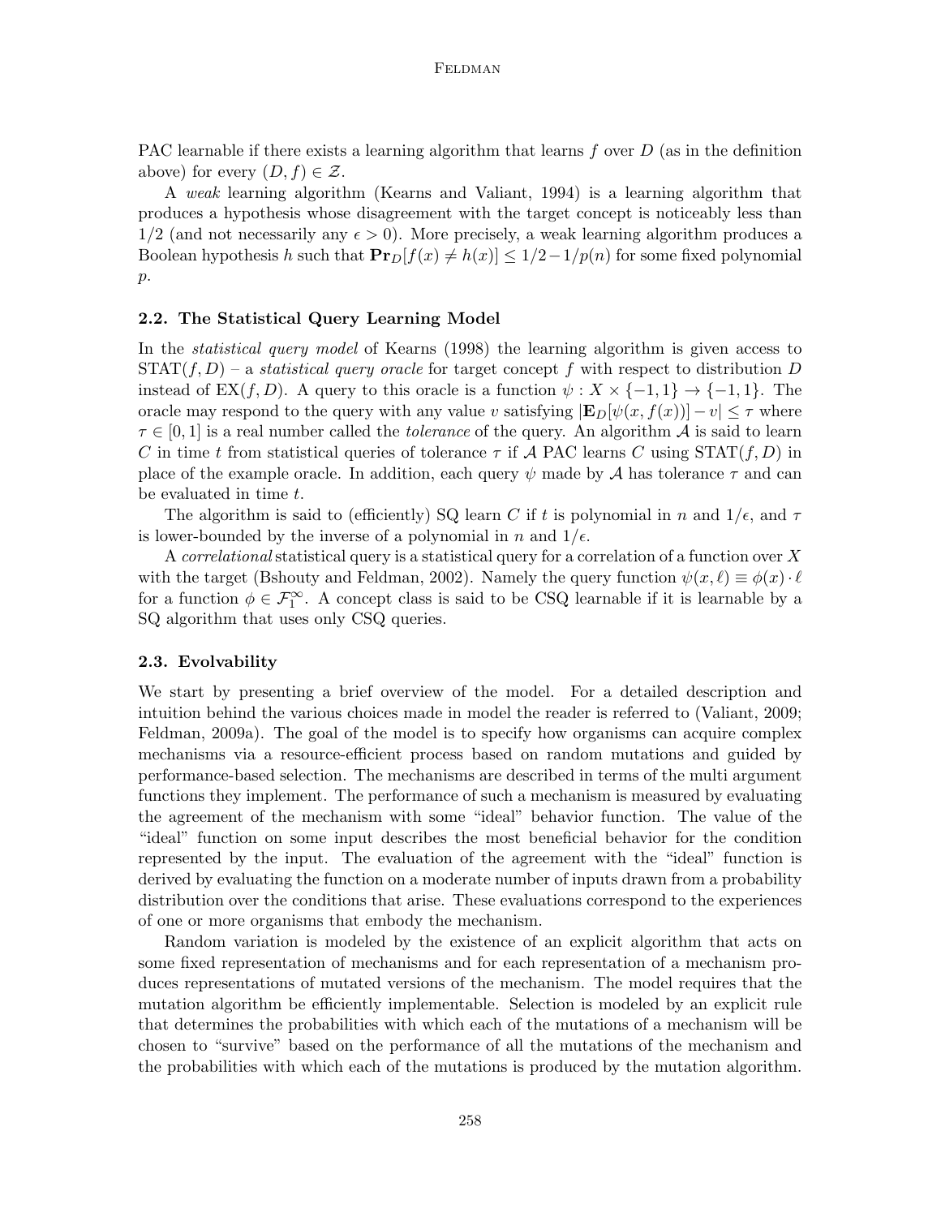PAC learnable if there exists a learning algorithm that learns $f$ over $D$ (as in the definition above) for every $(D, f) \in \mathcal{Z}$.

A *weak* learning algorithm (Kearns and Valiant, 1994) is a learning algorithm that produces a hypothesis whose disagreement with the target concept is noticeably less than $1/2$ (and not necessarily any $\epsilon > 0$). More precisely, a weak learning algorithm produces a Boolean hypothesis $h$ such that $\mathbf{Pr}_D[f(x) \neq h(x)] \leq 1/2 - 1/p(n)$ for some fixed polynomial $p$.

### 2.2. The Statistical Query Learning Model

In the *statistical query model* of Kearns (1998) the learning algorithm is given access to $\mathrm{STAT}(f, D)$ – a *statistical query oracle* for target concept $f$ with respect to distribution $D$ instead of $\mathrm{EX}(f, D)$. A query to this oracle is a function $\psi : X \times \{-1, 1\} \to \{-1, 1\}$. The oracle may respond to the query with any value $v$ satisfying $|\mathbf{E}_D[\psi(x, f(x))] - v| \leq \tau$ where $\tau \in [0, 1]$ is a real number called the *tolerance* of the query. An algorithm $\mathcal{A}$ is said to learn $C$ in time $t$ from statistical queries of tolerance $\tau$ if $\mathcal{A}$ PAC learns $C$ using $\mathrm{STAT}(f, D)$ in place of the example oracle. In addition, each query $\psi$ made by $\mathcal{A}$ has tolerance $\tau$ and can be evaluated in time $t$.

The algorithm is said to (efficiently) SQ learn $C$ if $t$ is polynomial in $n$ and $1/\epsilon$, and $\tau$ is lower-bounded by the inverse of a polynomial in $n$ and $1/\epsilon$.

A *correlational* statistical query is a statistical query for a correlation of a function over $X$ with the target (Bshouty and Feldman, 2002). Namely the query function $\psi(x, \ell) \equiv \phi(x) \cdot \ell$ for a function $\phi \in \mathcal{F}_1^\infty$. A concept class is said to be CSQ learnable if it is learnable by a SQ algorithm that uses only CSQ queries.

### 2.3. Evolvability

We start by presenting a brief overview of the model. For a detailed description and intuition behind the various choices made in model the reader is referred to (Valiant, 2009; Feldman, 2009a). The goal of the model is to specify how organisms can acquire complex mechanisms via a resource-efficient process based on random mutations and guided by performance-based selection. The mechanisms are described in terms of the multi argument functions they implement. The performance of such a mechanism is measured by evaluating the agreement of the mechanism with some "ideal" behavior function. The value of the "ideal" function on some input describes the most beneficial behavior for the condition represented by the input. The evaluation of the agreement with the "ideal" function is derived by evaluating the function on a moderate number of inputs drawn from a probability distribution over the conditions that arise. These evaluations correspond to the experiences of one or more organisms that embody the mechanism.

Random variation is modeled by the existence of an explicit algorithm that acts on some fixed representation of mechanisms and for each representation of a mechanism produces representations of mutated versions of the mechanism. The model requires that the mutation algorithm be efficiently implementable. Selection is modeled by an explicit rule that determines the probabilities with which each of the mutations of a mechanism will be chosen to "survive" based on the performance of all the mutations of the mechanism and the probabilities with which each of the mutations is produced by the mutation algorithm.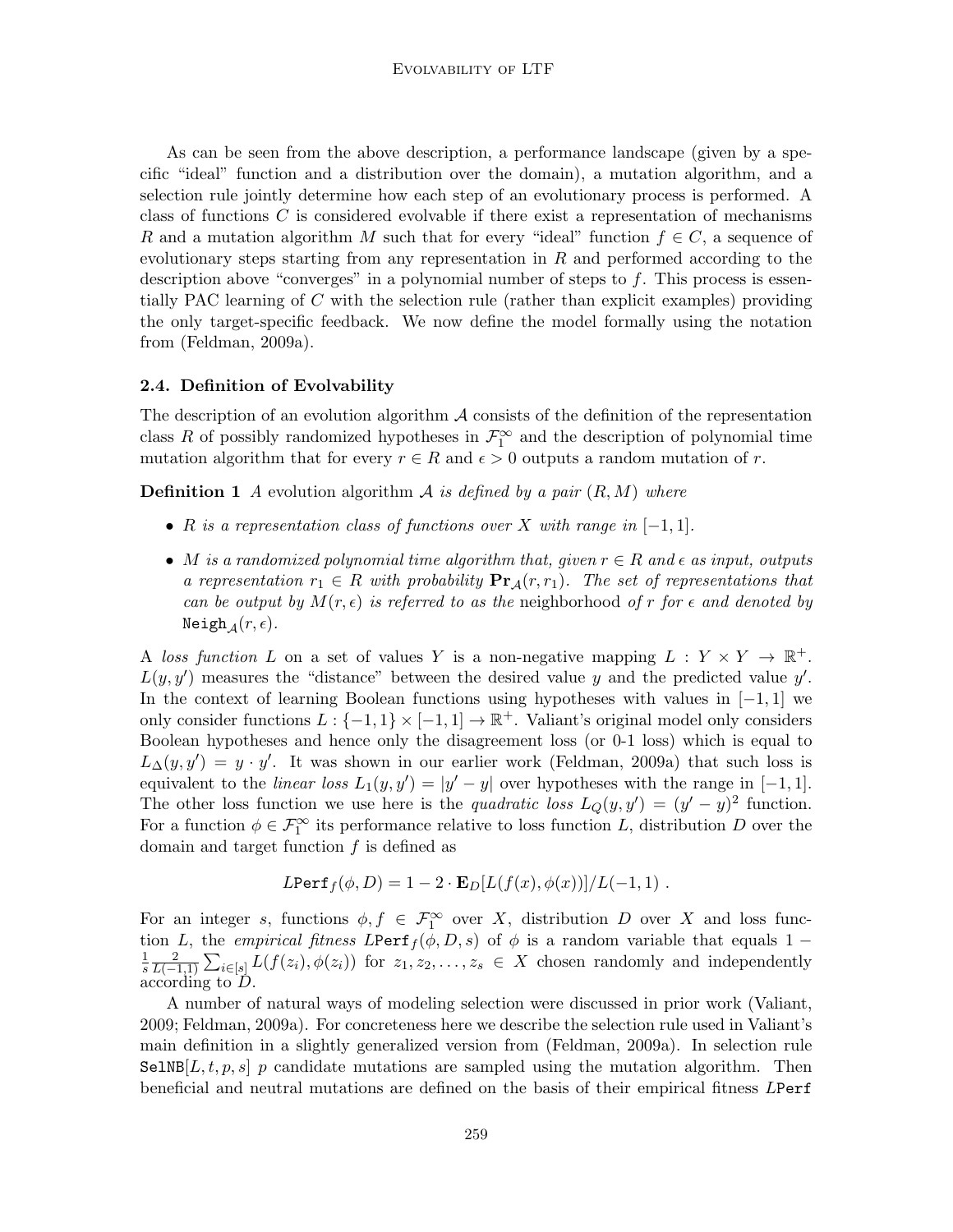As can be seen from the above description, a performance landscape (given by a specific "ideal" function and a distribution over the domain), a mutation algorithm, and a selection rule jointly determine how each step of an evolutionary process is performed. A class of functions $C$ is considered evolvable if there exist a representation of mechanisms $R$ and a mutation algorithm $M$ such that for every "ideal" function $f \in C$, a sequence of evolutionary steps starting from any representation in $R$ and performed according to the description above "converges" in a polynomial number of steps to $f$. This process is essentially PAC learning of $C$ with the selection rule (rather than explicit examples) providing the only target-specific feedback. We now define the model formally using the notation from (Feldman, 2009a).

### 2.4. Definition of Evolvability

The description of an evolution algorithm $\mathcal{A}$ consists of the definition of the representation class $R$ of possibly randomized hypotheses in $\mathcal{F}_1^\infty$ and the description of polynomial time mutation algorithm that for every $r \in R$ and $\epsilon > 0$ outputs a random mutation of $r$.

**Definition 1** *A* evolution algorithm $\mathcal{A}$ *is defined by a pair* $(R, M)$ *where*

- *$R$ is a representation class of functions over $X$ with range in $[-1, 1]$.*
- *$M$ is a randomized polynomial time algorithm that, given $r \in R$ and $\epsilon$ as input, outputs a representation $r_1 \in R$ with probability $\mathbf{Pr}_{\mathcal{A}}(r, r_1)$. The set of representations that can be output by $M(r, \epsilon)$ is referred to as the* neighborhood *of $r$ for $\epsilon$ and denoted by* $\mathtt{Neigh}_{\mathcal{A}}(r, \epsilon)$.

A *loss function* $L$ on a set of values $Y$ is a non-negative mapping $L : Y \times Y \rightarrow \mathbb{R}^+$. $L(y, y')$ measures the "distance" between the desired value $y$ and the predicted value $y'$. In the context of learning Boolean functions using hypotheses with values in $[-1, 1]$ we only consider functions $L : \{-1, 1\} \times [-1, 1] \rightarrow \mathbb{R}^+$. Valiant's original model only considers Boolean hypotheses and hence only the disagreement loss (or 0-1 loss) which is equal to $L_\Delta(y, y') = y \cdot y'$. It was shown in our earlier work (Feldman, 2009a) that such loss is equivalent to the *linear loss* $L_1(y, y') = |y' - y|$ over hypotheses with the range in $[-1, 1]$. The other loss function we use here is the *quadratic loss* $L_Q(y, y') = (y' - y)^2$ function. For a function $\phi \in \mathcal{F}_1^\infty$ its performance relative to loss function $L$, distribution $D$ over the domain and target function $f$ is defined as

$$L\mathtt{Perf}_f(\phi, D) = 1 - 2 \cdot \mathbf{E}_D[L(f(x), \phi(x))]/L(-1, 1) \ .$$

For an integer $s$, functions $\phi, f \in \mathcal{F}_1^\infty$ over $X$, distribution $D$ over $X$ and loss function $L$, the *empirical fitness* $L\mathtt{Perf}_f(\phi, D, s)$ of $\phi$ is a random variable that equals $1 - \frac{1}{s}\frac{2}{L(-1,1)}\sum_{i \in [s]} L(f(z_i), \phi(z_i))$ for $z_1, z_2, \ldots, z_s \in X$ chosen randomly and independently according to $D$.

A number of natural ways of modeling selection were discussed in prior work (Valiant, 2009; Feldman, 2009a). For concreteness here we describe the selection rule used in Valiant's main definition in a slightly generalized version from (Feldman, 2009a). In selection rule $\mathtt{SelNB}[L, t, p, s]$ $p$ candidate mutations are sampled using the mutation algorithm. Then beneficial and neutral mutations are defined on the basis of their empirical fitness $L\mathtt{Perf}$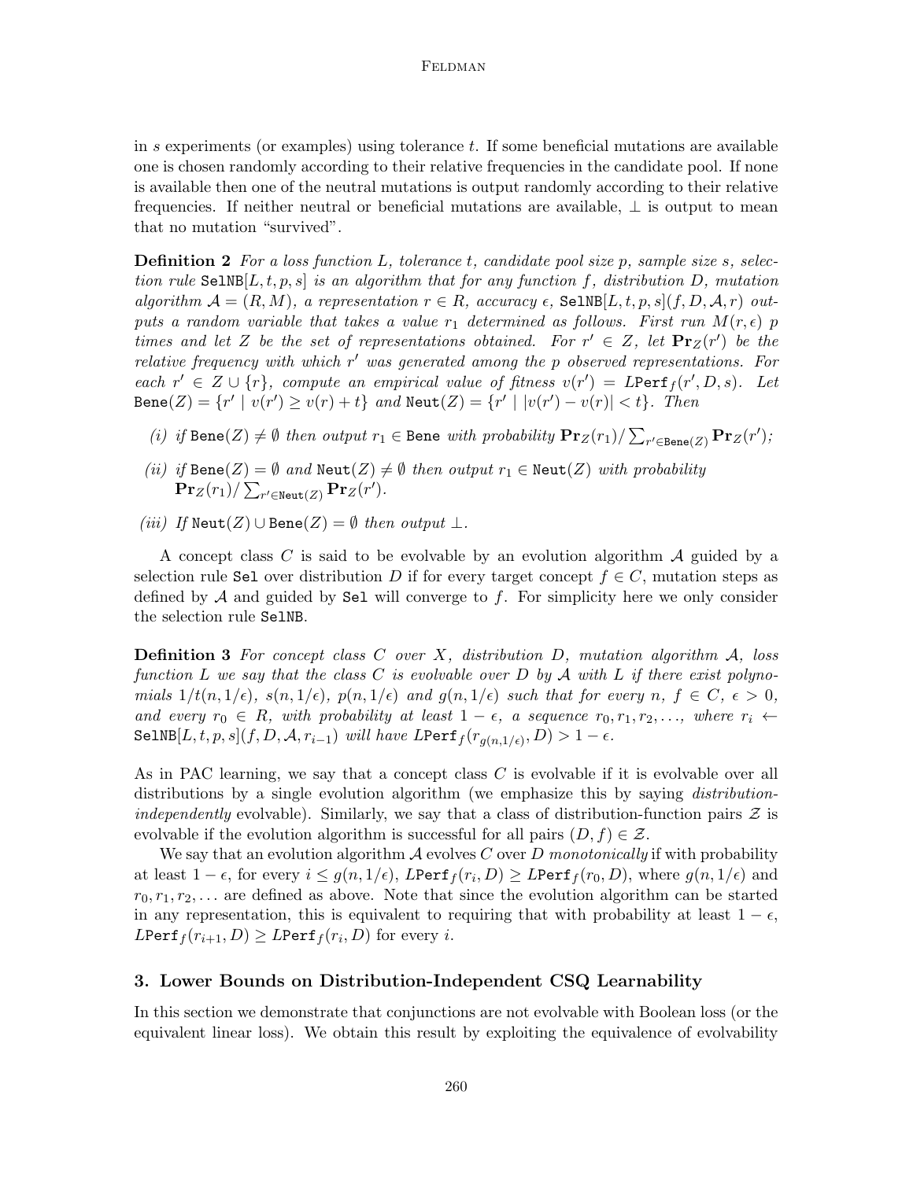in $s$ experiments (or examples) using tolerance $t$. If some beneficial mutations are available one is chosen randomly according to their relative frequencies in the candidate pool. If none is available then one of the neutral mutations is output randomly according to their relative frequencies. If neither neutral or beneficial mutations are available, $\perp$ is output to mean that no mutation "survived".

**Definition 2** *For a loss function $L$, tolerance $t$, candidate pool size $p$, sample size $s$, selection rule* $\texttt{SelNB}[L,t,p,s]$ *is an algorithm that for any function $f$, distribution $D$, mutation algorithm $\mathcal{A} = (R, M)$, a representation $r \in R$, accuracy $\epsilon$,* $\texttt{SelNB}[L,t,p,s](f,D,\mathcal{A},r)$ *outputs a random variable that takes a value $r_1$ determined as follows. First run $M(r,\epsilon)$ $p$ times and let $Z$ be the set of representations obtained. For $r' \in Z$, let $\mathbf{Pr}_Z(r')$ be the relative frequency with which $r'$ was generated among the $p$ observed representations. For each $r' \in Z \cup \{r\}$, compute an empirical value of fitness $v(r') = L\texttt{Perf}_f(r', D, s)$. Let* $\texttt{Bene}(Z) = \{r' \mid v(r') \geq v(r) + t\}$ *and* $\texttt{Neut}(Z) = \{r' \mid |v(r') - v(r)| < t\}$*. Then*

*(i) if* $\texttt{Bene}(Z) \neq \emptyset$ *then output* $r_1 \in \texttt{Bene}$ *with probability* $\mathbf{Pr}_Z(r_1)/\sum_{r' \in \texttt{Bene}(Z)} \mathbf{Pr}_Z(r')$*;*

*(ii) if* $\texttt{Bene}(Z) = \emptyset$ *and* $\texttt{Neut}(Z) \neq \emptyset$ *then output* $r_1 \in \texttt{Neut}(Z)$ *with probability* $\mathbf{Pr}_Z(r_1)/\sum_{r' \in \texttt{Neut}(Z)} \mathbf{Pr}_Z(r')$*.*

*(iii) If* $\texttt{Neut}(Z) \cup \texttt{Bene}(Z) = \emptyset$ *then output* $\perp$*.*

A concept class $C$ is said to be evolvable by an evolution algorithm $\mathcal{A}$ guided by a selection rule $\texttt{Sel}$ over distribution $D$ if for every target concept $f \in C$, mutation steps as defined by $\mathcal{A}$ and guided by $\texttt{Sel}$ will converge to $f$. For simplicity here we only consider the selection rule $\texttt{SelNB}$.

**Definition 3** *For concept class $C$ over $X$, distribution $D$, mutation algorithm $\mathcal{A}$, loss function $L$ we say that the class $C$ is evolvable over $D$ by $\mathcal{A}$ with $L$ if there exist polynomials $1/t(n, 1/\epsilon)$, $s(n, 1/\epsilon)$, $p(n, 1/\epsilon)$ and $g(n, 1/\epsilon)$ such that for every $n$, $f \in C$, $\epsilon > 0$, and every $r_0 \in R$, with probability at least $1 - \epsilon$, a sequence $r_0, r_1, r_2, \ldots$, where $r_i \leftarrow$* $\texttt{SelNB}[L,t,p,s](f,D,\mathcal{A},r_{i-1})$ *will have $L\texttt{Perf}_f(r_{g(n,1/\epsilon)}, D) > 1 - \epsilon$.*

As in PAC learning, we say that a concept class $C$ is evolvable if it is evolvable over all distributions by a single evolution algorithm (we emphasize this by saying *distribution-independently* evolvable). Similarly, we say that a class of distribution-function pairs $\mathcal{Z}$ is evolvable if the evolution algorithm is successful for all pairs $(D, f) \in \mathcal{Z}$.

We say that an evolution algorithm $\mathcal{A}$ evolves $C$ over $D$ *monotonically* if with probability at least $1 - \epsilon$, for every $i \leq g(n, 1/\epsilon)$, $L\texttt{Perf}_f(r_i, D) \geq L\texttt{Perf}_f(r_0, D)$, where $g(n, 1/\epsilon)$ and $r_0, r_1, r_2, \ldots$ are defined as above. Note that since the evolution algorithm can be started in any representation, this is equivalent to requiring that with probability at least $1 - \epsilon$, $L\texttt{Perf}_f(r_{i+1}, D) \geq L\texttt{Perf}_f(r_i, D)$ for every $i$.

## 3. Lower Bounds on Distribution-Independent CSQ Learnability

In this section we demonstrate that conjunctions are not evolvable with Boolean loss (or the equivalent linear loss). We obtain this result by exploiting the equivalence of evolvability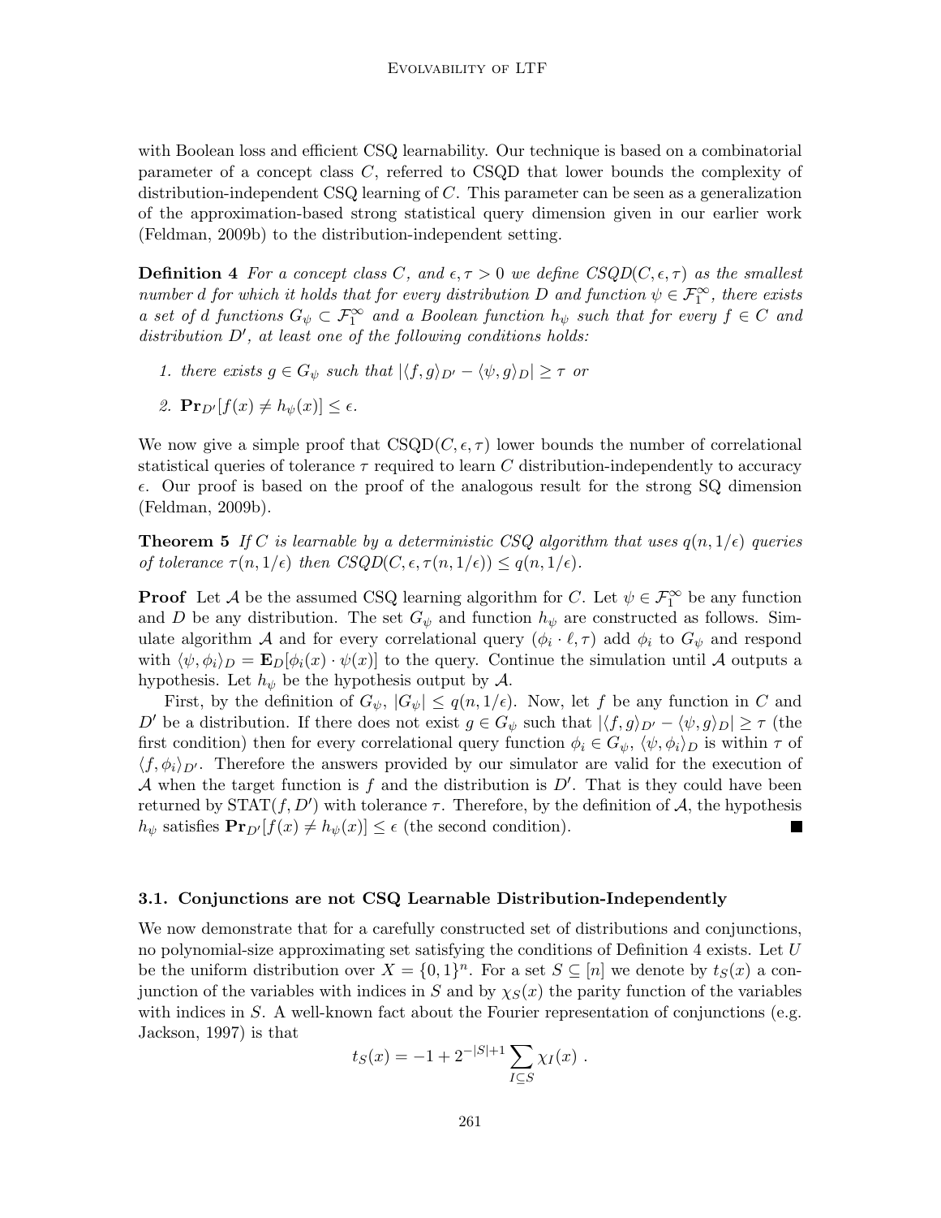with Boolean loss and efficient CSQ learnability. Our technique is based on a combinatorial parameter of a concept class $C$, referred to CSQD that lower bounds the complexity of distribution-independent CSQ learning of $C$. This parameter can be seen as a generalization of the approximation-based strong statistical query dimension given in our earlier work (Feldman, 2009b) to the distribution-independent setting.

**Definition 4** *For a concept class $C$, and $\epsilon, \tau > 0$ we define $CSQD(C, \epsilon, \tau)$ as the smallest number $d$ for which it holds that for every distribution $D$ and function $\psi \in \mathcal{F}_1^\infty$, there exists a set of $d$ functions $G_\psi \subset \mathcal{F}_1^\infty$ and a Boolean function $h_\psi$ such that for every $f \in C$ and distribution $D'$, at least one of the following conditions holds:*

1. *there exists $g \in G_\psi$ such that $|\langle f, g\rangle_{D'} - \langle \psi, g\rangle_D| \geq \tau$ or*
2. *$\mathbf{Pr}_{D'}[f(x) \neq h_\psi(x)] \leq \epsilon$.*

We now give a simple proof that $\mathrm{CSQD}(C, \epsilon, \tau)$ lower bounds the number of correlational statistical queries of tolerance $\tau$ required to learn $C$ distribution-independently to accuracy $\epsilon$. Our proof is based on the proof of the analogous result for the strong SQ dimension (Feldman, 2009b).

**Theorem 5** *If $C$ is learnable by a deterministic CSQ algorithm that uses $q(n, 1/\epsilon)$ queries of tolerance $\tau(n, 1/\epsilon)$ then $CSQD(C, \epsilon, \tau(n, 1/\epsilon)) \leq q(n, 1/\epsilon)$.*

**Proof** Let $\mathcal{A}$ be the assumed CSQ learning algorithm for $C$. Let $\psi \in \mathcal{F}_1^\infty$ be any function and $D$ be any distribution. The set $G_\psi$ and function $h_\psi$ are constructed as follows. Simulate algorithm $\mathcal{A}$ and for every correlational query $(\phi_i \cdot \ell, \tau)$ add $\phi_i$ to $G_\psi$ and respond with $\langle \psi, \phi_i\rangle_D = \mathbf{E}_D[\phi_i(x) \cdot \psi(x)]$ to the query. Continue the simulation until $\mathcal{A}$ outputs a hypothesis. Let $h_\psi$ be the hypothesis output by $\mathcal{A}$.

First, by the definition of $G_\psi$, $|G_\psi| \leq q(n, 1/\epsilon)$. Now, let $f$ be any function in $C$ and $D'$ be a distribution. If there does not exist $g \in G_\psi$ such that $|\langle f, g\rangle_{D'} - \langle \psi, g\rangle_D| \geq \tau$ (the first condition) then for every correlational query function $\phi_i \in G_\psi$, $\langle \psi, \phi_i\rangle_D$ is within $\tau$ of $\langle f, \phi_i\rangle_{D'}$. Therefore the answers provided by our simulator are valid for the execution of $\mathcal{A}$ when the target function is $f$ and the distribution is $D'$. That is they could have been returned by $\mathrm{STAT}(f, D')$ with tolerance $\tau$. Therefore, by the definition of $\mathcal{A}$, the hypothesis $h_\psi$ satisfies $\mathbf{Pr}_{D'}[f(x) \neq h_\psi(x)] \leq \epsilon$ (the second condition). ∎

### 3.1. Conjunctions are not CSQ Learnable Distribution-Independently

We now demonstrate that for a carefully constructed set of distributions and conjunctions, no polynomial-size approximating set satisfying the conditions of Definition 4 exists. Let $U$ be the uniform distribution over $X = \{0,1\}^n$. For a set $S \subseteq [n]$ we denote by $t_S(x)$ a conjunction of the variables with indices in $S$ and by $\chi_S(x)$ the parity function of the variables with indices in $S$. A well-known fact about the Fourier representation of conjunctions (e.g. Jackson, 1997) is that

$$t_S(x) = -1 + 2^{-|S|+1} \sum_{I \subseteq S} \chi_I(x) \ .$$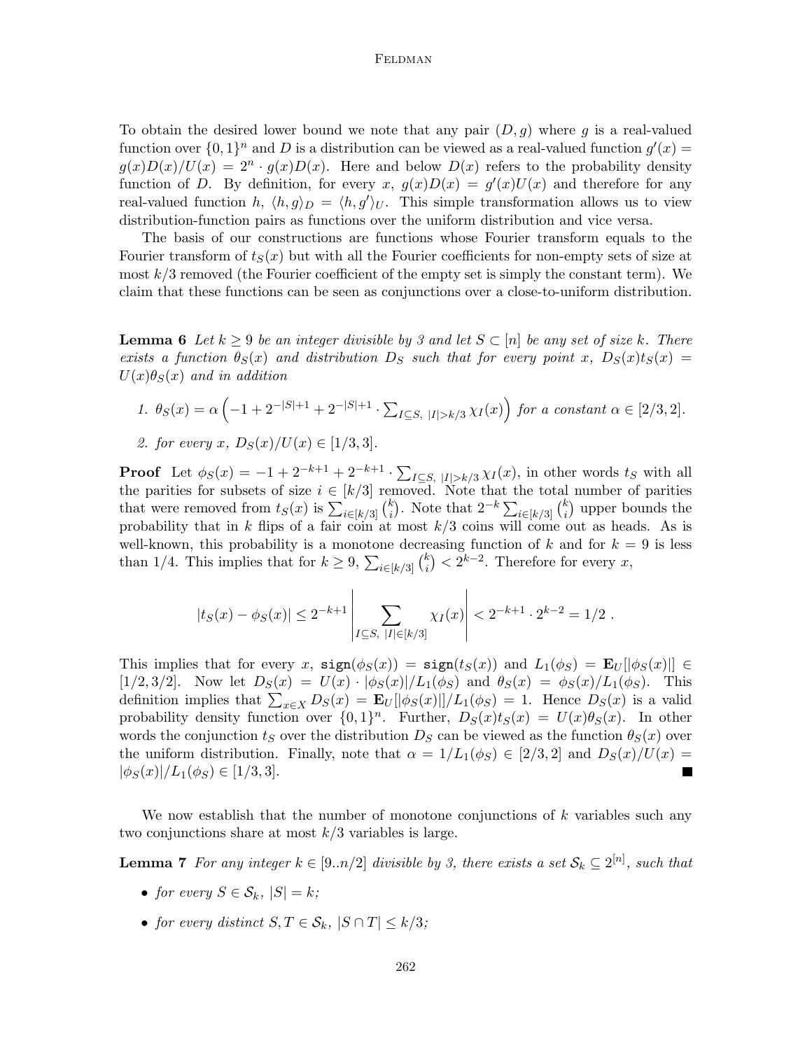To obtain the desired lower bound we note that any pair $(D, g)$ where $g$ is a real-valued function over $\{0,1\}^n$ and $D$ is a distribution can be viewed as a real-valued function $g'(x) = g(x)D(x)/U(x) = 2^n \cdot g(x)D(x)$. Here and below $D(x)$ refers to the probability density function of $D$. By definition, for every $x$, $g(x)D(x) = g'(x)U(x)$ and therefore for any real-valued function $h$, $\langle h, g \rangle_D = \langle h, g' \rangle_U$. This simple transformation allows us to view distribution-function pairs as functions over the uniform distribution and vice versa.

The basis of our constructions are functions whose Fourier transform equals to the Fourier transform of $t_S(x)$ but with all the Fourier coefficients for non-empty sets of size at most $k/3$ removed (the Fourier coefficient of the empty set is simply the constant term). We claim that these functions can be seen as conjunctions over a close-to-uniform distribution.

**Lemma 6** *Let $k \geq 9$ be an integer divisible by 3 and let $S \subset [n]$ be any set of size $k$. There exists a function $\theta_S(x)$ and distribution $D_S$ such that for every point $x$, $D_S(x)t_S(x) = U(x)\theta_S(x)$ and in addition*

1. *$\theta_S(x) = \alpha \left( -1 + 2^{-|S|+1} + 2^{-|S|+1} \cdot \sum_{I \subseteq S,\ |I| > k/3} \chi_I(x) \right)$ for a constant $\alpha \in [2/3, 2]$.*
2. *for every $x$, $D_S(x)/U(x) \in [1/3, 3]$.*

**Proof** Let $\phi_S(x) = -1 + 2^{-k+1} + 2^{-k+1} \cdot \sum_{I \subseteq S,\ |I| > k/3} \chi_I(x)$, in other words $t_S$ with all the parities for subsets of size $i \in [k/3]$ removed. Note that the total number of parities that were removed from $t_S(x)$ is $\sum_{i \in [k/3]} \binom{k}{i}$. Note that $2^{-k} \sum_{i \in [k/3]} \binom{k}{i}$ upper bounds the probability that in $k$ flips of a fair coin at most $k/3$ coins will come out as heads. As is well-known, this probability is a monotone decreasing function of $k$ and for $k = 9$ is less than $1/4$. This implies that for $k \geq 9$, $\sum_{i \in [k/3]} \binom{k}{i} < 2^{k-2}$. Therefore for every $x$,

$$|t_S(x) - \phi_S(x)| \leq 2^{-k+1} \left| \sum_{I \subseteq S,\ |I| \in [k/3]} \chi_I(x) \right| < 2^{-k+1} \cdot 2^{k-2} = 1/2 \ .$$

This implies that for every $x$, $\mathtt{sign}(\phi_S(x)) = \mathtt{sign}(t_S(x))$ and $L_1(\phi_S) = \mathbf{E}_U[|\phi_S(x)|] \in [1/2, 3/2]$. Now let $D_S(x) = U(x) \cdot |\phi_S(x)|/L_1(\phi_S)$ and $\theta_S(x) = \phi_S(x)/L_1(\phi_S)$. This definition implies that $\sum_{x \in X} D_S(x) = \mathbf{E}_U[|\phi_S(x)|]/L_1(\phi_S) = 1$. Hence $D_S(x)$ is a valid probability density function over $\{0,1\}^n$. Further, $D_S(x)t_S(x) = U(x)\theta_S(x)$. In other words the conjunction $t_S$ over the distribution $D_S$ can be viewed as the function $\theta_S(x)$ over the uniform distribution. Finally, note that $\alpha = 1/L_1(\phi_S) \in [2/3, 2]$ and $D_S(x)/U(x) = |\phi_S(x)|/L_1(\phi_S) \in [1/3, 3]$. ■

We now establish that the number of monotone conjunctions of $k$ variables such any two conjunctions share at most $k/3$ variables is large.

**Lemma 7** *For any integer $k \in [9..n/2]$ divisible by 3, there exists a set $\mathcal{S}_k \subseteq 2^{[n]}$, such that*

- *for every $S \in \mathcal{S}_k$, $|S| = k$;*
- *for every distinct $S, T \in \mathcal{S}_k$, $|S \cap T| \leq k/3$;*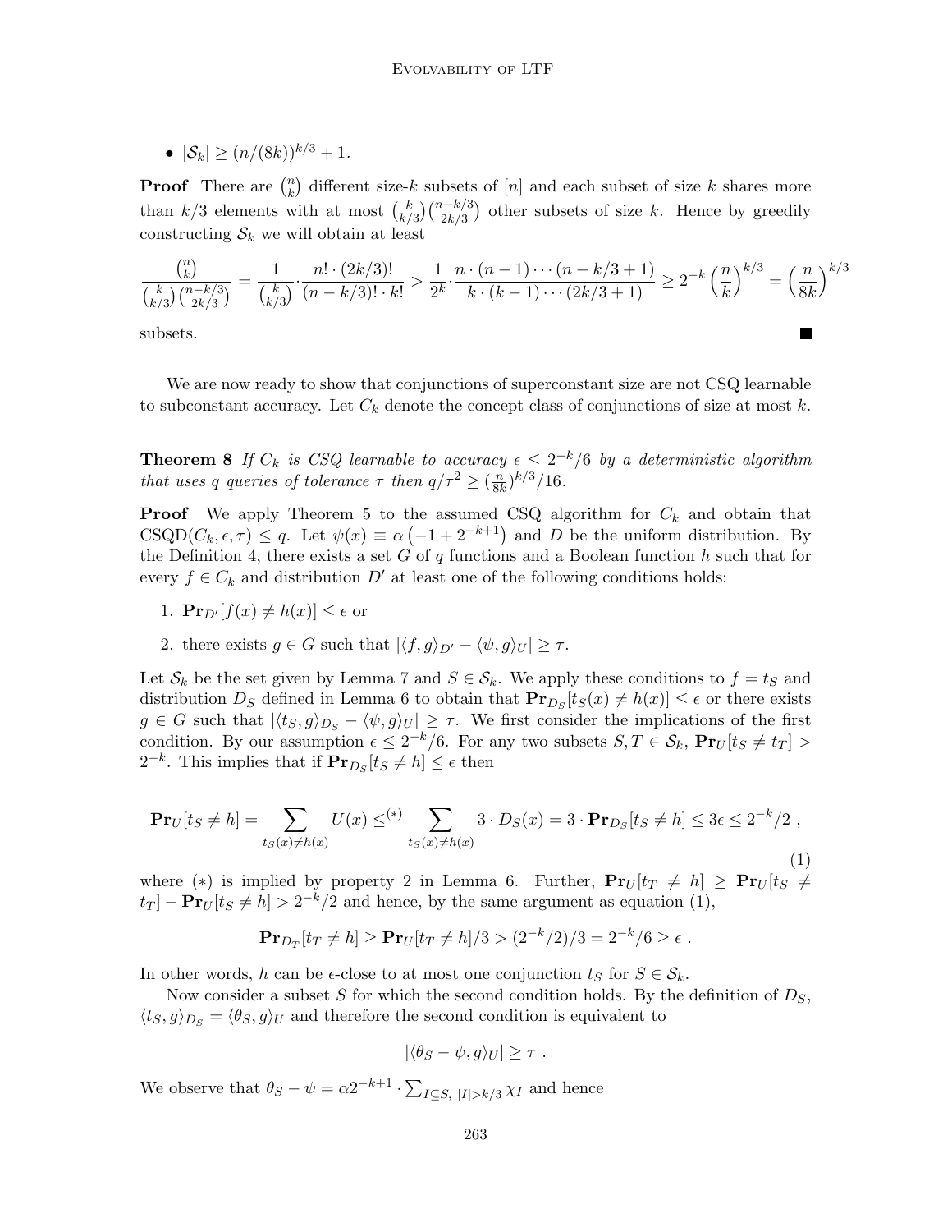- $|\mathcal{S}_k| \geq (n/(8k))^{k/3} + 1$.

**Proof** There are $\binom{n}{k}$ different size-$k$ subsets of $[n]$ and each subset of size $k$ shares more than $k/3$ elements with at most $\binom{k}{k/3}\binom{n-k/3}{2k/3}$ other subsets of size $k$. Hence by greedily constructing $\mathcal{S}_k$ we will obtain at least

$$\frac{\binom{n}{k}}{\binom{k}{k/3}\binom{n-k/3}{2k/3}} = \frac{1}{\binom{k}{k/3}} \cdot \frac{n! \cdot (2k/3)!}{(n-k/3)! \cdot k!} > \frac{1}{2^k} \cdot \frac{n \cdot (n-1) \cdots (n-k/3+1)}{k \cdot (k-1) \cdots (2k/3+1)} \geq 2^{-k} \left(\frac{n}{k}\right)^{k/3} = \left(\frac{n}{8k}\right)^{k/3}$$

subsets. ■

We are now ready to show that conjunctions of superconstant size are not CSQ learnable to subconstant accuracy. Let $C_k$ denote the concept class of conjunctions of size at most $k$.

**Theorem 8** *If $C_k$ is CSQ learnable to accuracy $\epsilon \leq 2^{-k}/6$ by a deterministic algorithm that uses $q$ queries of tolerance $\tau$ then $q/\tau^2 \geq (\frac{n}{8k})^{k/3}/16$.*

**Proof** We apply Theorem 5 to the assumed CSQ algorithm for $C_k$ and obtain that $\mathrm{CSQD}(C_k, \epsilon, \tau) \leq q$. Let $\psi(x) \equiv \alpha\left(-1 + 2^{-k+1}\right)$ and $D$ be the uniform distribution. By the Definition 4, there exists a set $G$ of $q$ functions and a Boolean function $h$ such that for every $f \in C_k$ and distribution $D'$ at least one of the following conditions holds:

1. $\mathbf{Pr}_{D'}[f(x) \neq h(x)] \leq \epsilon$ or
2. there exists $g \in G$ such that $|\langle f, g\rangle_{D'} - \langle \psi, g\rangle_U| \geq \tau$.

Let $\mathcal{S}_k$ be the set given by Lemma 7 and $S \in \mathcal{S}_k$. We apply these conditions to $f = t_S$ and distribution $D_S$ defined in Lemma 6 to obtain that $\mathbf{Pr}_{D_S}[t_S(x) \neq h(x)] \leq \epsilon$ or there exists $g \in G$ such that $|\langle t_S, g\rangle_{D_S} - \langle \psi, g\rangle_U| \geq \tau$. We first consider the implications of the first condition. By our assumption $\epsilon \leq 2^{-k}/6$. For any two subsets $S, T \in \mathcal{S}_k$, $\mathbf{Pr}_U[t_S \neq t_T] > 2^{-k}$. This implies that if $\mathbf{Pr}_{D_S}[t_S \neq h] \leq \epsilon$ then

$$\mathbf{Pr}_U[t_S \neq h] = \sum_{t_S(x) \neq h(x)} U(x) \leq^{(*)} \sum_{t_S(x) \neq h(x)} 3 \cdot D_S(x) = 3 \cdot \mathbf{Pr}_{D_S}[t_S \neq h] \leq 3\epsilon \leq 2^{-k}/2\ , \tag{1}$$

where $(*)$ is implied by property 2 in Lemma 6. Further, $\mathbf{Pr}_U[t_T \neq h] \geq \mathbf{Pr}_U[t_S \neq t_T] - \mathbf{Pr}_U[t_S \neq h] > 2^{-k}/2$ and hence, by the same argument as equation (1),

$$\mathbf{Pr}_{D_T}[t_T \neq h] \geq \mathbf{Pr}_U[t_T \neq h]/3 > (2^{-k}/2)/3 = 2^{-k}/6 \geq \epsilon\ .$$

In other words, $h$ can be $\epsilon$-close to at most one conjunction $t_S$ for $S \in \mathcal{S}_k$.

Now consider a subset $S$ for which the second condition holds. By the definition of $D_S$, $\langle t_S, g\rangle_{D_S} = \langle \theta_S, g\rangle_U$ and therefore the second condition is equivalent to

$$|\langle \theta_S - \psi, g\rangle_U| \geq \tau\ .$$

We observe that $\theta_S - \psi = \alpha 2^{-k+1} \cdot \sum_{I \subseteq S,\ |I| > k/3} \chi_I$ and hence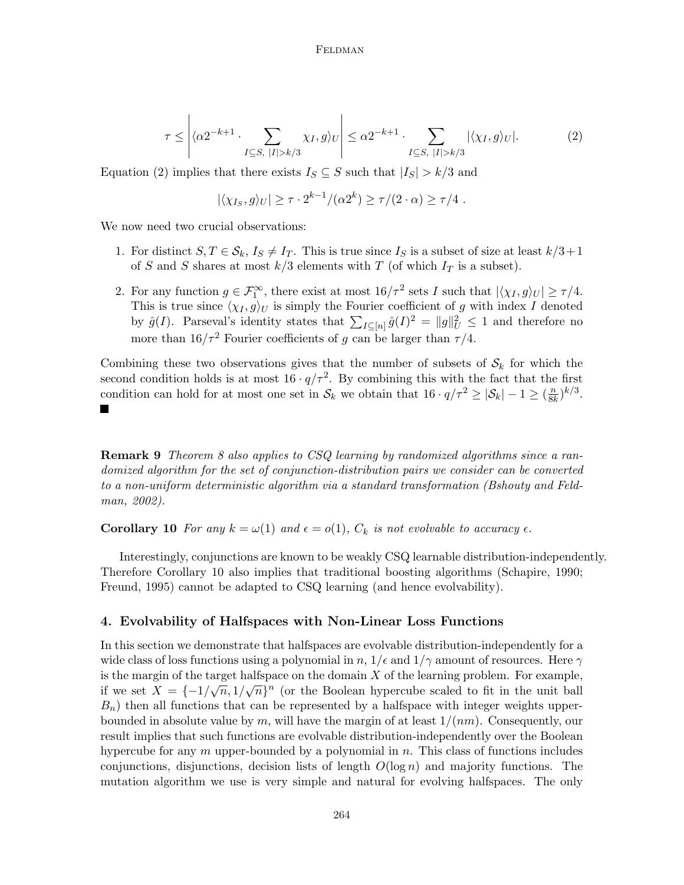$$\tau \leq \left| \langle \alpha 2^{-k+1} \cdot \sum_{I \subseteq S,\ |I| > k/3} \chi_I, g \rangle_U \right| \leq \alpha 2^{-k+1} \cdot \sum_{I \subseteq S,\ |I| > k/3} |\langle \chi_I, g \rangle_U|. \qquad (2)$$

Equation (2) implies that there exists $I_S \subseteq S$ such that $|I_S| > k/3$ and

$$|\langle \chi_{I_S}, g \rangle_U| \geq \tau \cdot 2^{k-1}/(\alpha 2^k) \geq \tau/(2 \cdot \alpha) \geq \tau/4 \ .$$

We now need two crucial observations:

1. For distinct $S, T \in \mathcal{S}_k$, $I_S \neq I_T$. This is true since $I_S$ is a subset of size at least $k/3 + 1$ of $S$ and $S$ shares at most $k/3$ elements with $T$ (of which $I_T$ is a subset).
2. For any function $g \in \mathcal{F}_1^\infty$, there exist at most $16/\tau^2$ sets $I$ such that $|\langle \chi_I, g \rangle_U| \geq \tau/4$. This is true since $\langle \chi_I, g \rangle_U$ is simply the Fourier coefficient of $g$ with index $I$ denoted by $\hat{g}(I)$. Parseval's identity states that $\sum_{I \subseteq [n]} \hat{g}(I)^2 = \|g\|_U^2 \leq 1$ and therefore no more than $16/\tau^2$ Fourier coefficients of $g$ can be larger than $\tau/4$.

Combining these two observations gives that the number of subsets of $\mathcal{S}_k$ for which the second condition holds is at most $16 \cdot q/\tau^2$. By combining this with the fact that the first condition can hold for at most one set in $\mathcal{S}_k$ we obtain that $16 \cdot q/\tau^2 \geq |\mathcal{S}_k| - 1 \geq (\frac{n}{8k})^{k/3}$. ∎

**Remark 9** *Theorem 8 also applies to CSQ learning by randomized algorithms since a randomized algorithm for the set of conjunction-distribution pairs we consider can be converted to a non-uniform deterministic algorithm via a standard transformation (Bshouty and Feldman, 2002).*

**Corollary 10** *For any $k = \omega(1)$ and $\epsilon = o(1)$, $C_k$ is not evolvable to accuracy $\epsilon$.*

Interestingly, conjunctions are known to be weakly CSQ learnable distribution-independently. Therefore Corollary 10 also implies that traditional boosting algorithms (Schapire, 1990; Freund, 1995) cannot be adapted to CSQ learning (and hence evolvability).

## 4. Evolvability of Halfspaces with Non-Linear Loss Functions

In this section we demonstrate that halfspaces are evolvable distribution-independently for a wide class of loss functions using a polynomial in $n$, $1/\epsilon$ and $1/\gamma$ amount of resources. Here $\gamma$ is the margin of the target halfspace on the domain $X$ of the learning problem. For example, if we set $X = \{-1/\sqrt{n}, 1/\sqrt{n}\}^n$ (or the Boolean hypercube scaled to fit in the unit ball $B_n$) then all functions that can be represented by a halfspace with integer weights upper-bounded in absolute value by $m$, will have the margin of at least $1/(nm)$. Consequently, our result implies that such functions are evolvable distribution-independently over the Boolean hypercube for any $m$ upper-bounded by a polynomial in $n$. This class of functions includes conjunctions, disjunctions, decision lists of length $O(\log n)$ and majority functions. The mutation algorithm we use is very simple and natural for evolving halfspaces. The only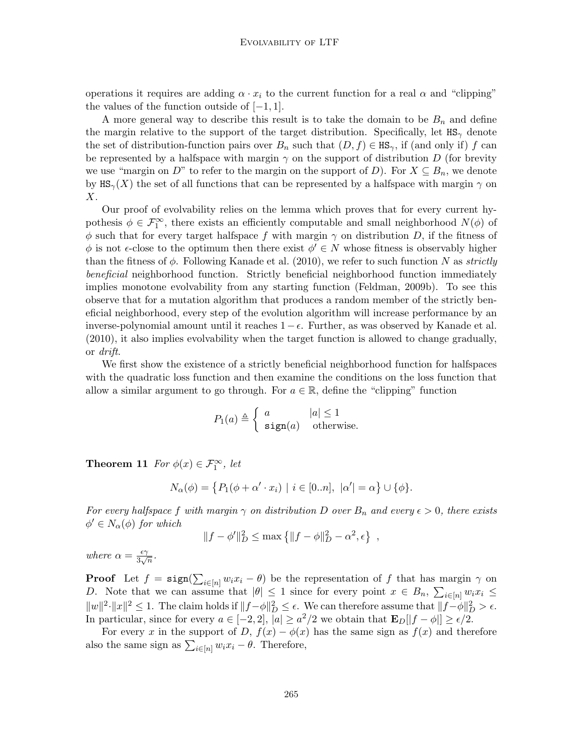operations it requires are adding $\alpha \cdot x_i$ to the current function for a real $\alpha$ and "clipping" the values of the function outside of $[-1, 1]$.

A more general way to describe this result is to take the domain to be $B_n$ and define the margin relative to the support of the target distribution. Specifically, let $\mathtt{HS}_\gamma$ denote the set of distribution-function pairs over $B_n$ such that $(D, f) \in \mathtt{HS}_\gamma$, if (and only if) $f$ can be represented by a halfspace with margin $\gamma$ on the support of distribution $D$ (for brevity we use "margin on $D$" to refer to the margin on the support of $D$). For $X \subseteq B_n$, we denote by $\mathtt{HS}_\gamma(X)$ the set of all functions that can be represented by a halfspace with margin $\gamma$ on $X$.

Our proof of evolvability relies on the lemma which proves that for every current hypothesis $\phi \in \mathcal{F}_1^\infty$, there exists an efficiently computable and small neighborhood $N(\phi)$ of $\phi$ such that for every target halfspace $f$ with margin $\gamma$ on distribution $D$, if the fitness of $\phi$ is not $\epsilon$-close to the optimum then there exist $\phi' \in N$ whose fitness is observably higher than the fitness of $\phi$. Following Kanade et al. (2010), we refer to such function $N$ as *strictly beneficial* neighborhood function. Strictly beneficial neighborhood function immediately implies monotone evolvability from any starting function (Feldman, 2009b). To see this observe that for a mutation algorithm that produces a random member of the strictly beneficial neighborhood, every step of the evolution algorithm will increase performance by an inverse-polynomial amount until it reaches $1 - \epsilon$. Further, as was observed by Kanade et al. (2010), it also implies evolvability when the target function is allowed to change gradually, or *drift*.

We first show the existence of a strictly beneficial neighborhood function for halfspaces with the quadratic loss function and then examine the conditions on the loss function that allow a similar argument to go through. For $a \in \mathbb{R}$, define the "clipping" function

$$P_1(a) \triangleq \begin{cases} a & |a| \leq 1 \\ \mathtt{sign}(a) & \text{otherwise.} \end{cases}$$

**Theorem 11** *For $\phi(x) \in \mathcal{F}_1^\infty$, let*

$$N_\alpha(\phi) = \left\{ P_1(\phi + \alpha' \cdot x_i) \mid i \in [0..n],\ |\alpha'| = \alpha \right\} \cup \{\phi\}.$$

*For every halfspace $f$ with margin $\gamma$ on distribution $D$ over $B_n$ and every $\epsilon > 0$, there exists $\phi' \in N_\alpha(\phi)$ for which*

$$\|f - \phi'\|_D^2 \leq \max\left\{ \|f - \phi\|_D^2 - \alpha^2, \epsilon \right\} ,$$

*where $\alpha = \frac{\epsilon\gamma}{3\sqrt{n}}$.*

**Proof** Let $f = \mathtt{sign}(\sum_{i\in[n]} w_i x_i - \theta)$ be the representation of $f$ that has margin $\gamma$ on $D$. Note that we can assume that $|\theta| \leq 1$ since for every point $x \in B_n$, $\sum_{i\in[n]} w_i x_i \leq \|w\|^2 \cdot \|x\|^2 \leq 1$. The claim holds if $\|f - \phi\|_D^2 \leq \epsilon$. We can therefore assume that $\|f - \phi\|_D^2 > \epsilon$. In particular, since for every $a \in [-2, 2]$, $|a| \geq a^2/2$ we obtain that $\mathbf{E}_D[|f - \phi|] \geq \epsilon/2$.

For every $x$ in the support of $D$, $f(x) - \phi(x)$ has the same sign as $f(x)$ and therefore also the same sign as $\sum_{i\in[n]} w_i x_i - \theta$. Therefore,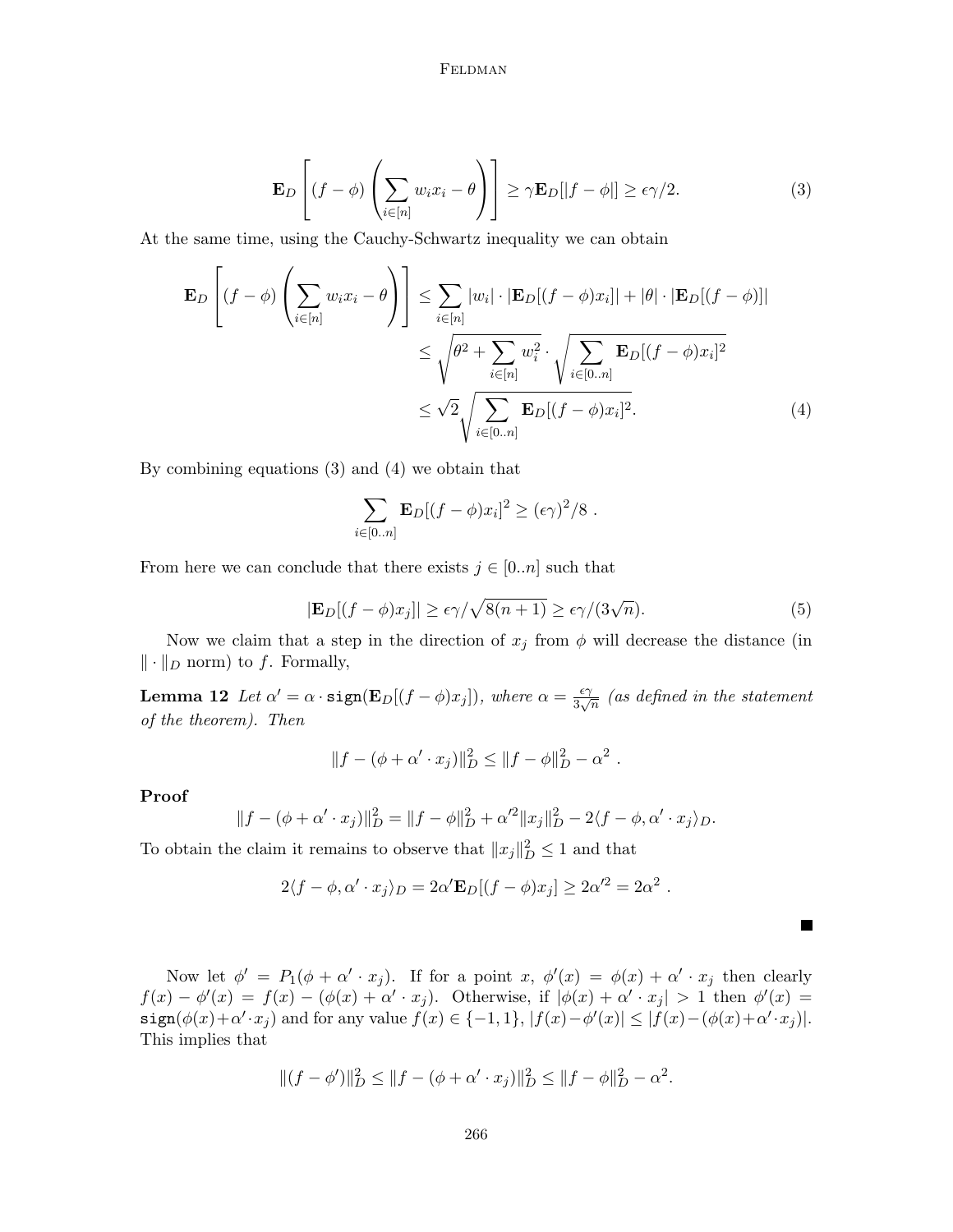$$\mathbf{E}_D\left[(f-\phi)\left(\sum_{i\in[n]} w_i x_i - \theta\right)\right] \geq \gamma \mathbf{E}_D[|f-\phi|] \geq \epsilon\gamma/2. \tag{3}$$

At the same time, using the Cauchy-Schwartz inequality we can obtain

$$\begin{aligned}
\mathbf{E}_D\left[(f-\phi)\left(\sum_{i\in[n]} w_i x_i - \theta\right)\right] &\leq \sum_{i\in[n]} |w_i| \cdot |\mathbf{E}_D[(f-\phi)x_i]| + |\theta| \cdot |\mathbf{E}_D[(f-\phi)]| \\
&\leq \sqrt{\theta^2 + \sum_{i\in[n]} w_i^2} \cdot \sqrt{\sum_{i\in[0..n]} \mathbf{E}_D[(f-\phi)x_i]^2} \\
&\leq \sqrt{2}\sqrt{\sum_{i\in[0..n]} \mathbf{E}_D[(f-\phi)x_i]^2}.
\end{aligned} \tag{4}$$

By combining equations (3) and (4) we obtain that

$$\sum_{i\in[0..n]} \mathbf{E}_D[(f-\phi)x_i]^2 \geq (\epsilon\gamma)^2/8 \ .$$

From here we can conclude that there exists $j \in [0..n]$ such that

$$|\mathbf{E}_D[(f-\phi)x_j]| \geq \epsilon\gamma/\sqrt{8(n+1)} \geq \epsilon\gamma/(3\sqrt{n}). \tag{5}$$

Now we claim that a step in the direction of $x_j$ from $\phi$ will decrease the distance (in $\|\cdot\|_D$ norm) to $f$. Formally,

**Lemma 12** *Let $\alpha' = \alpha \cdot \mathtt{sign}(\mathbf{E}_D[(f-\phi)x_j])$, where $\alpha = \frac{\epsilon\gamma}{3\sqrt{n}}$ (as defined in the statement of the theorem). Then*

$$\|f - (\phi + \alpha' \cdot x_j)\|_D^2 \leq \|f-\phi\|_D^2 - \alpha^2 \ .$$

**Proof**

$$\|f - (\phi + \alpha' \cdot x_j)\|_D^2 = \|f-\phi\|_D^2 + \alpha'^2 \|x_j\|_D^2 - 2\langle f-\phi, \alpha' \cdot x_j\rangle_D.$$

To obtain the claim it remains to observe that $\|x_j\|_D^2 \leq 1$ and that

$$2\langle f-\phi, \alpha' \cdot x_j\rangle_D = 2\alpha' \mathbf{E}_D[(f-\phi)x_j] \geq 2\alpha'^2 = 2\alpha^2 \ .$$

■

Now let $\phi' = P_1(\phi + \alpha' \cdot x_j)$. If for a point $x$, $\phi'(x) = \phi(x) + \alpha' \cdot x_j$ then clearly $f(x) - \phi'(x) = f(x) - (\phi(x) + \alpha' \cdot x_j)$. Otherwise, if $|\phi(x) + \alpha' \cdot x_j| > 1$ then $\phi'(x) = \mathtt{sign}(\phi(x) + \alpha' \cdot x_j)$ and for any value $f(x) \in \{-1, 1\}$, $|f(x) - \phi'(x)| \leq |f(x) - (\phi(x) + \alpha' \cdot x_j)|$. This implies that

$$\|(f-\phi')\|_D^2 \leq \|f - (\phi + \alpha' \cdot x_j)\|_D^2 \leq \|f-\phi\|_D^2 - \alpha^2.$$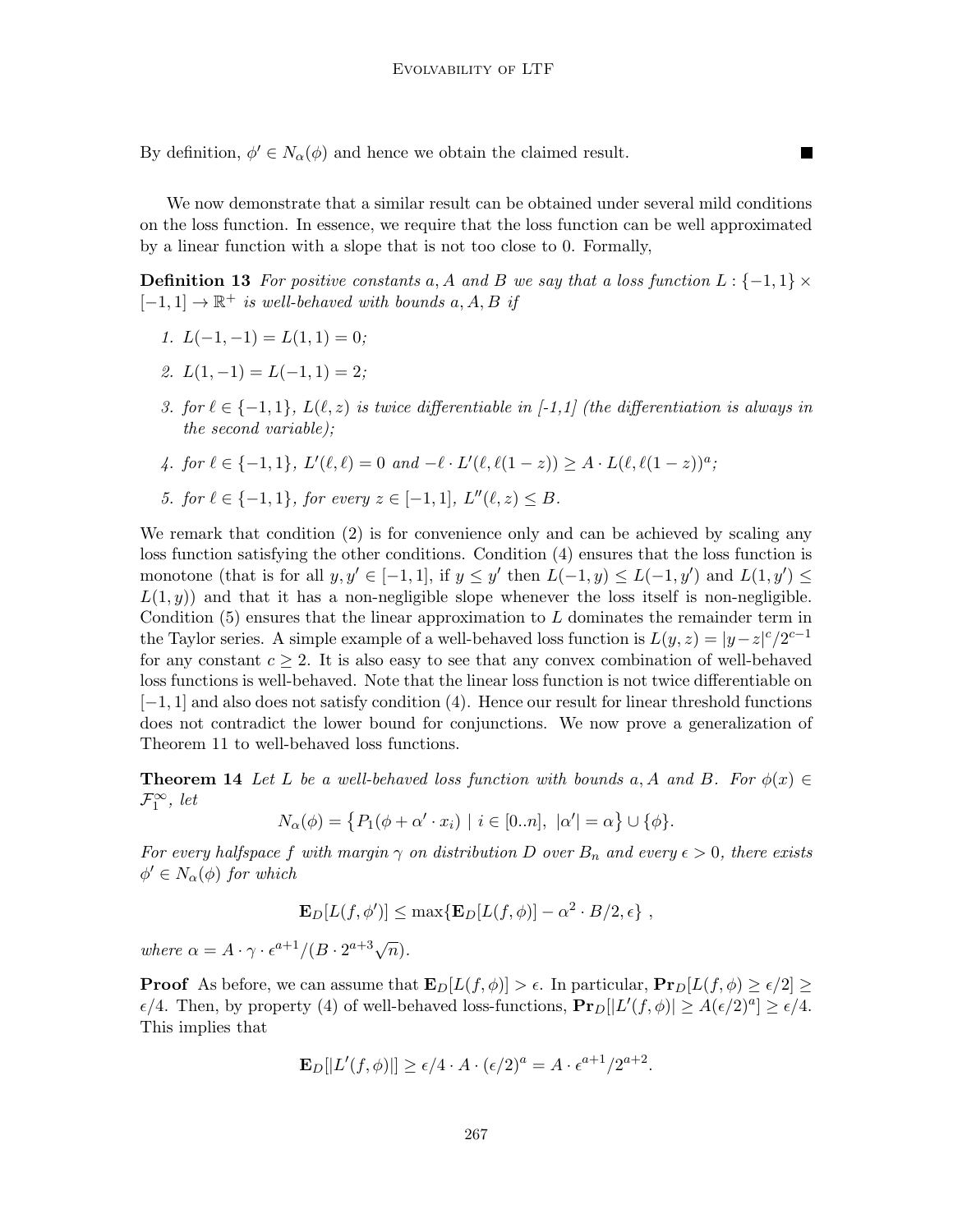By definition, $\phi' \in N_\alpha(\phi)$ and hence we obtain the claimed result. ■

We now demonstrate that a similar result can be obtained under several mild conditions on the loss function. In essence, we require that the loss function can be well approximated by a linear function with a slope that is not too close to 0. Formally,

**Definition 13** *For positive constants $a, A$ and $B$ we say that a loss function $L : \{-1, 1\} \times [-1, 1] \to \mathbb{R}^+$ is well-behaved with bounds $a, A, B$ if*

1. *$L(-1, -1) = L(1, 1) = 0$;*
2. *$L(1, -1) = L(-1, 1) = 2$;*
3. *for $\ell \in \{-1, 1\}$, $L(\ell, z)$ is twice differentiable in [-1,1] (the differentiation is always in the second variable);*
4. *for $\ell \in \{-1, 1\}$, $L'(\ell, \ell) = 0$ and $-\ell \cdot L'(\ell, \ell(1 - z)) \geq A \cdot L(\ell, \ell(1 - z))^a$;*
5. *for $\ell \in \{-1, 1\}$, for every $z \in [-1, 1]$, $L''(\ell, z) \leq B$.*

We remark that condition (2) is for convenience only and can be achieved by scaling any loss function satisfying the other conditions. Condition (4) ensures that the loss function is monotone (that is for all $y, y' \in [-1, 1]$, if $y \leq y'$ then $L(-1, y) \leq L(-1, y')$ and $L(1, y') \leq L(1, y)$) and that it has a non-negligible slope whenever the loss itself is non-negligible. Condition (5) ensures that the linear approximation to $L$ dominates the remainder term in the Taylor series. A simple example of a well-behaved loss function is $L(y, z) = |y - z|^c / 2^{c-1}$ for any constant $c \geq 2$. It is also easy to see that any convex combination of well-behaved loss functions is well-behaved. Note that the linear loss function is not twice differentiable on $[-1, 1]$ and also does not satisfy condition (4). Hence our result for linear threshold functions does not contradict the lower bound for conjunctions. We now prove a generalization of Theorem 11 to well-behaved loss functions.

**Theorem 14** *Let $L$ be a well-behaved loss function with bounds $a, A$ and $B$. For $\phi(x) \in \mathcal{F}_1^\infty$, let*

$$N_\alpha(\phi) = \left\{ P_1(\phi + \alpha' \cdot x_i) \mid i \in [0..n],\ |\alpha'| = \alpha \right\} \cup \{\phi\}.$$

*For every halfspace $f$ with margin $\gamma$ on distribution $D$ over $B_n$ and every $\epsilon > 0$, there exists $\phi' \in N_\alpha(\phi)$ for which*

$$\mathbf{E}_D[L(f, \phi')] \leq \max\{\mathbf{E}_D[L(f, \phi)] - \alpha^2 \cdot B/2, \epsilon\}\ ,$$

*where $\alpha = A \cdot \gamma \cdot \epsilon^{a+1} / (B \cdot 2^{a+3} \sqrt{n})$.*

**Proof** As before, we can assume that $\mathbf{E}_D[L(f, \phi)] > \epsilon$. In particular, $\mathbf{Pr}_D[L(f, \phi) \geq \epsilon/2] \geq \epsilon/4$. Then, by property (4) of well-behaved loss-functions, $\mathbf{Pr}_D[|L'(f, \phi)| \geq A(\epsilon/2)^a] \geq \epsilon/4$. This implies that

$$\mathbf{E}_D[|L'(f, \phi)|] \geq \epsilon/4 \cdot A \cdot (\epsilon/2)^a = A \cdot \epsilon^{a+1}/2^{a+2}.$$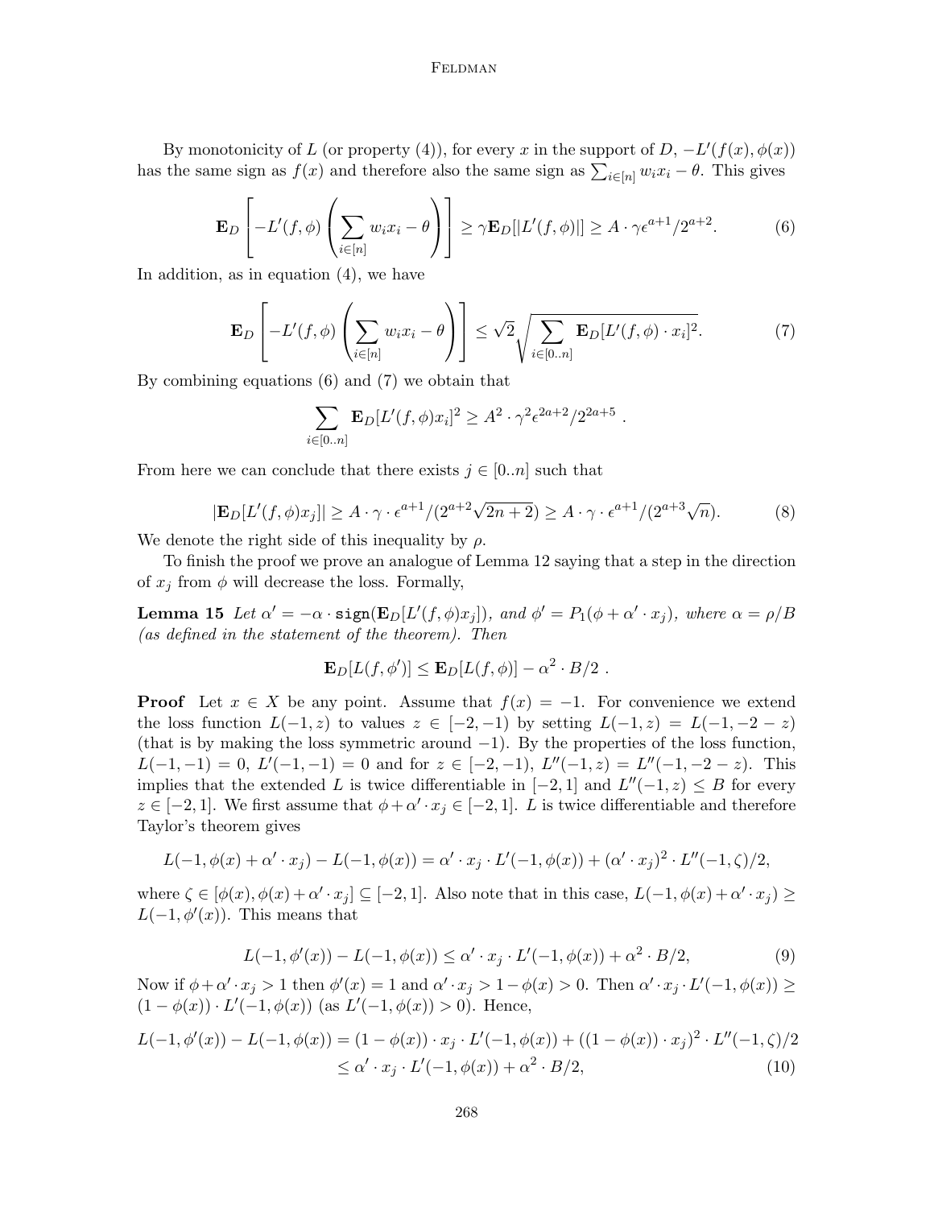By monotonicity of $L$ (or property (4)), for every $x$ in the support of $D$, $-L'(f(x), \phi(x))$ has the same sign as $f(x)$ and therefore also the same sign as $\sum_{i\in[n]} w_i x_i - \theta$. This gives

$$\mathbf{E}_D\left[-L'(f,\phi)\left(\sum_{i\in[n]} w_i x_i - \theta\right)\right] \geq \gamma \mathbf{E}_D[|L'(f,\phi)|] \geq A\cdot\gamma\epsilon^{a+1}/2^{a+2}. \tag{6}$$

In addition, as in equation (4), we have

$$\mathbf{E}_D\left[-L'(f,\phi)\left(\sum_{i\in[n]} w_i x_i - \theta\right)\right] \leq \sqrt{2}\sqrt{\sum_{i\in[0..n]} \mathbf{E}_D[L'(f,\phi)\cdot x_i]^2}. \tag{7}$$

By combining equations (6) and (7) we obtain that

$$\sum_{i\in[0..n]} \mathbf{E}_D[L'(f,\phi)x_i]^2 \geq A^2\cdot\gamma^2\epsilon^{2a+2}/2^{2a+5} .$$

From here we can conclude that there exists $j \in [0..n]$ such that

$$|\mathbf{E}_D[L'(f,\phi)x_j]| \geq A\cdot\gamma\cdot\epsilon^{a+1}/(2^{a+2}\sqrt{2n+2}) \geq A\cdot\gamma\cdot\epsilon^{a+1}/(2^{a+3}\sqrt{n}). \tag{8}$$

We denote the right side of this inequality by $\rho$.

To finish the proof we prove an analogue of Lemma 12 saying that a step in the direction of $x_j$ from $\phi$ will decrease the loss. Formally,

**Lemma 15** *Let $\alpha' = -\alpha\cdot\mathtt{sign}(\mathbf{E}_D[L'(f,\phi)x_j])$, and $\phi' = P_1(\phi+\alpha'\cdot x_j)$, where $\alpha = \rho/B$ (as defined in the statement of the theorem). Then*

$$\mathbf{E}_D[L(f,\phi')] \leq \mathbf{E}_D[L(f,\phi)] - \alpha^2\cdot B/2 .$$

**Proof** Let $x \in X$ be any point. Assume that $f(x) = -1$. For convenience we extend the loss function $L(-1,z)$ to values $z \in [-2,-1)$ by setting $L(-1,z) = L(-1,-2-z)$ (that is by making the loss symmetric around $-1$). By the properties of the loss function, $L(-1,-1) = 0$, $L'(-1,-1) = 0$ and for $z \in [-2,-1)$, $L''(-1,z) = L''(-1,-2-z)$. This implies that the extended $L$ is twice differentiable in $[-2,1]$ and $L''(-1,z) \leq B$ for every $z \in [-2,1]$. We first assume that $\phi+\alpha'\cdot x_j \in [-2,1]$. $L$ is twice differentiable and therefore Taylor's theorem gives

$$L(-1,\phi(x)+\alpha'\cdot x_j) - L(-1,\phi(x)) = \alpha'\cdot x_j\cdot L'(-1,\phi(x)) + (\alpha'\cdot x_j)^2\cdot L''(-1,\zeta)/2,$$

where $\zeta \in [\phi(x), \phi(x)+\alpha'\cdot x_j] \subseteq [-2,1]$. Also note that in this case, $L(-1,\phi(x)+\alpha'\cdot x_j) \geq L(-1,\phi'(x))$. This means that

$$L(-1,\phi'(x)) - L(-1,\phi(x)) \leq \alpha'\cdot x_j\cdot L'(-1,\phi(x)) + \alpha^2\cdot B/2, \tag{9}$$

Now if $\phi+\alpha'\cdot x_j > 1$ then $\phi'(x) = 1$ and $\alpha'\cdot x_j > 1-\phi(x) > 0$. Then $\alpha'\cdot x_j\cdot L'(-1,\phi(x)) \geq (1-\phi(x))\cdot L'(-1,\phi(x))$ (as $L'(-1,\phi(x)) > 0$). Hence,

$$\begin{aligned}L(-1,\phi'(x)) - L(-1,\phi(x)) &= (1-\phi(x))\cdot x_j\cdot L'(-1,\phi(x)) + ((1-\phi(x))\cdot x_j)^2\cdot L''(-1,\zeta)/2 \\ &\leq \alpha'\cdot x_j\cdot L'(-1,\phi(x)) + \alpha^2\cdot B/2, \end{aligned}\tag{10}$$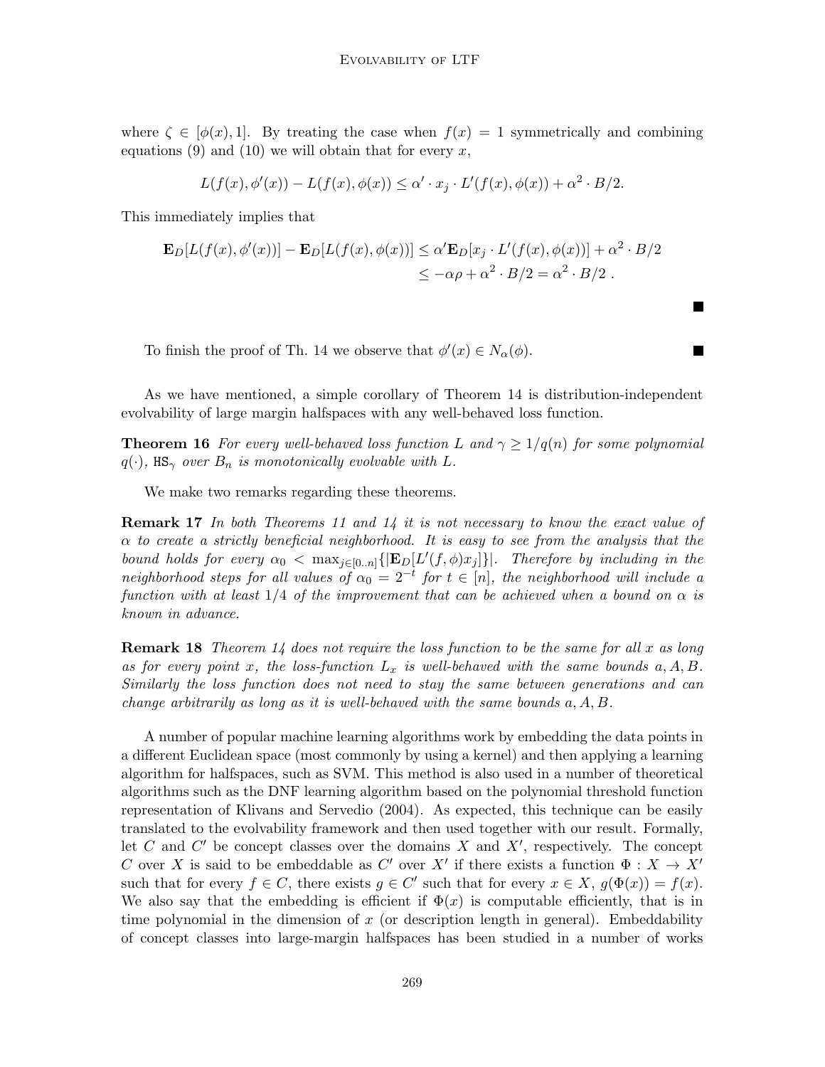where $\zeta \in [\phi(x), 1]$. By treating the case when $f(x) = 1$ symmetrically and combining equations (9) and (10) we will obtain that for every $x$,

$$L(f(x), \phi'(x)) - L(f(x), \phi(x)) \leq \alpha' \cdot x_j \cdot L'(f(x), \phi(x)) + \alpha^2 \cdot B/2.$$

This immediately implies that

$$\begin{aligned}
\mathbf{E}_D[L(f(x), \phi'(x))] - \mathbf{E}_D[L(f(x), \phi(x))] &\leq \alpha' \mathbf{E}_D[x_j \cdot L'(f(x), \phi(x))] + \alpha^2 \cdot B/2 \\
&\leq -\alpha\rho + \alpha^2 \cdot B/2 = \alpha^2 \cdot B/2 \ .
\end{aligned}$$

■

To finish the proof of Th. 14 we observe that $\phi'(x) \in N_\alpha(\phi)$. ■

As we have mentioned, a simple corollary of Theorem 14 is distribution-independent evolvability of large margin halfspaces with any well-behaved loss function.

**Theorem 16** *For every well-behaved loss function $L$ and $\gamma \geq 1/q(n)$ for some polynomial $q(\cdot)$, $\mathtt{HS}_\gamma$ over $B_n$ is monotonically evolvable with $L$.*

We make two remarks regarding these theorems.

**Remark 17** *In both Theorems 11 and 14 it is not necessary to know the exact value of $\alpha$ to create a strictly beneficial neighborhood. It is easy to see from the analysis that the bound holds for every $\alpha_0 < \max_{j \in [0..n]}\{|\mathbf{E}_D[L'(f, \phi)x_j]|\}$. Therefore by including in the neighborhood steps for all values of $\alpha_0 = 2^{-t}$ for $t \in [n]$, the neighborhood will include a function with at least $1/4$ of the improvement that can be achieved when a bound on $\alpha$ is known in advance.*

**Remark 18** *Theorem 14 does not require the loss function to be the same for all $x$ as long as for every point $x$, the loss-function $L_x$ is well-behaved with the same bounds $a, A, B$. Similarly the loss function does not need to stay the same between generations and can change arbitrarily as long as it is well-behaved with the same bounds $a, A, B$.*

A number of popular machine learning algorithms work by embedding the data points in a different Euclidean space (most commonly by using a kernel) and then applying a learning algorithm for halfspaces, such as SVM. This method is also used in a number of theoretical algorithms such as the DNF learning algorithm based on the polynomial threshold function representation of Klivans and Servedio (2004). As expected, this technique can be easily translated to the evolvability framework and then used together with our result. Formally, let $C$ and $C'$ be concept classes over the domains $X$ and $X'$, respectively. The concept $C$ over $X$ is said to be embeddable as $C'$ over $X'$ if there exists a function $\Phi : X \to X'$ such that for every $f \in C$, there exists $g \in C'$ such that for every $x \in X$, $g(\Phi(x)) = f(x)$. We also say that the embedding is efficient if $\Phi(x)$ is computable efficiently, that is in time polynomial in the dimension of $x$ (or description length in general). Embeddability of concept classes into large-margin halfspaces has been studied in a number of works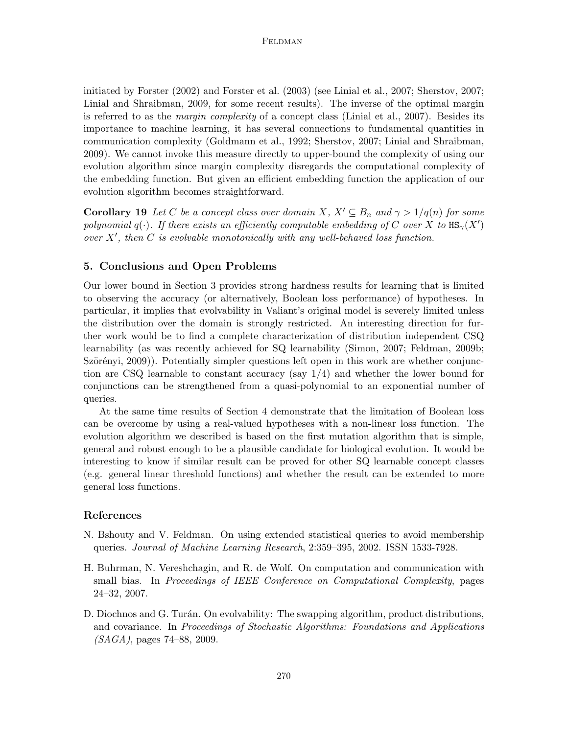initiated by Forster (2002) and Forster et al. (2003) (see Linial et al., 2007; Sherstov, 2007; Linial and Shraibman, 2009, for some recent results). The inverse of the optimal margin is referred to as the *margin complexity* of a concept class (Linial et al., 2007). Besides its importance to machine learning, it has several connections to fundamental quantities in communication complexity (Goldmann et al., 1992; Sherstov, 2007; Linial and Shraibman, 2009). We cannot invoke this measure directly to upper-bound the complexity of using our evolution algorithm since margin complexity disregards the computational complexity of the embedding function. But given an efficient embedding function the application of our evolution algorithm becomes straightforward.

**Corollary 19** *Let $C$ be a concept class over domain $X$, $X' \subseteq B_n$ and $\gamma > 1/q(n)$ for some polynomial $q(\cdot)$. If there exists an efficiently computable embedding of $C$ over $X$ to $\mathtt{HS}_\gamma(X')$ over $X'$, then $C$ is evolvable monotonically with any well-behaved loss function.*

## 5. Conclusions and Open Problems

Our lower bound in Section 3 provides strong hardness results for learning that is limited to observing the accuracy (or alternatively, Boolean loss performance) of hypotheses. In particular, it implies that evolvability in Valiant's original model is severely limited unless the distribution over the domain is strongly restricted. An interesting direction for further work would be to find a complete characterization of distribution independent CSQ learnability (as was recently achieved for SQ learnability (Simon, 2007; Feldman, 2009b; Szörényi, 2009)). Potentially simpler questions left open in this work are whether conjunction are CSQ learnable to constant accuracy (say 1/4) and whether the lower bound for conjunctions can be strengthened from a quasi-polynomial to an exponential number of queries.

At the same time results of Section 4 demonstrate that the limitation of Boolean loss can be overcome by using a real-valued hypotheses with a non-linear loss function. The evolution algorithm we described is based on the first mutation algorithm that is simple, general and robust enough to be a plausible candidate for biological evolution. It would be interesting to know if similar result can be proved for other SQ learnable concept classes (e.g. general linear threshold functions) and whether the result can be extended to more general loss functions.

## References

N. Bshouty and V. Feldman. On using extended statistical queries to avoid membership queries. *Journal of Machine Learning Research*, 2:359–395, 2002. ISSN 1533-7928.

H. Buhrman, N. Vereshchagin, and R. de Wolf. On computation and communication with small bias. In *Proceedings of IEEE Conference on Computational Complexity*, pages 24–32, 2007.

D. Diochnos and G. Turán. On evolvability: The swapping algorithm, product distributions, and covariance. In *Proceedings of Stochastic Algorithms: Foundations and Applications (SAGA)*, pages 74–88, 2009.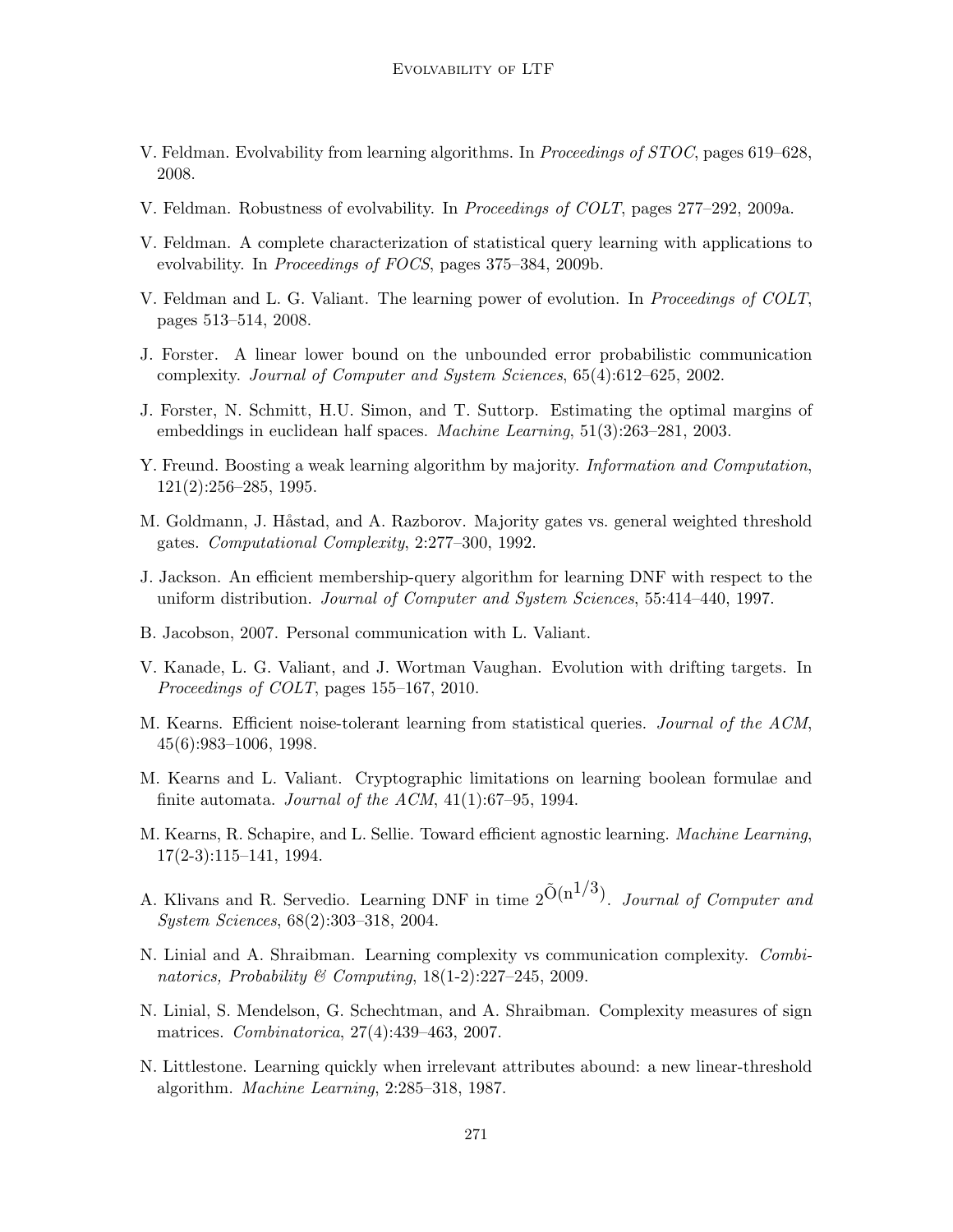V. Feldman. Evolvability from learning algorithms. In *Proceedings of STOC*, pages 619–628, 2008.

V. Feldman. Robustness of evolvability. In *Proceedings of COLT*, pages 277–292, 2009a.

V. Feldman. A complete characterization of statistical query learning with applications to evolvability. In *Proceedings of FOCS*, pages 375–384, 2009b.

V. Feldman and L. G. Valiant. The learning power of evolution. In *Proceedings of COLT*, pages 513–514, 2008.

J. Forster. A linear lower bound on the unbounded error probabilistic communication complexity. *Journal of Computer and System Sciences*, 65(4):612–625, 2002.

J. Forster, N. Schmitt, H.U. Simon, and T. Suttorp. Estimating the optimal margins of embeddings in euclidean half spaces. *Machine Learning*, 51(3):263–281, 2003.

Y. Freund. Boosting a weak learning algorithm by majority. *Information and Computation*, 121(2):256–285, 1995.

M. Goldmann, J. Håstad, and A. Razborov. Majority gates vs. general weighted threshold gates. *Computational Complexity*, 2:277–300, 1992.

J. Jackson. An efficient membership-query algorithm for learning DNF with respect to the uniform distribution. *Journal of Computer and System Sciences*, 55:414–440, 1997.

B. Jacobson, 2007. Personal communication with L. Valiant.

V. Kanade, L. G. Valiant, and J. Wortman Vaughan. Evolution with drifting targets. In *Proceedings of COLT*, pages 155–167, 2010.

M. Kearns. Efficient noise-tolerant learning from statistical queries. *Journal of the ACM*, 45(6):983–1006, 1998.

M. Kearns and L. Valiant. Cryptographic limitations on learning boolean formulae and finite automata. *Journal of the ACM*, 41(1):67–95, 1994.

M. Kearns, R. Schapire, and L. Sellie. Toward efficient agnostic learning. *Machine Learning*, 17(2-3):115–141, 1994.

A. Klivans and R. Servedio. Learning DNF in time $2^{\tilde{O}(n^{1/3})}$. *Journal of Computer and System Sciences*, 68(2):303–318, 2004.

N. Linial and A. Shraibman. Learning complexity vs communication complexity. *Combinatorics, Probability & Computing*, 18(1-2):227–245, 2009.

N. Linial, S. Mendelson, G. Schechtman, and A. Shraibman. Complexity measures of sign matrices. *Combinatorica*, 27(4):439–463, 2007.

N. Littlestone. Learning quickly when irrelevant attributes abound: a new linear-threshold algorithm. *Machine Learning*, 2:285–318, 1987.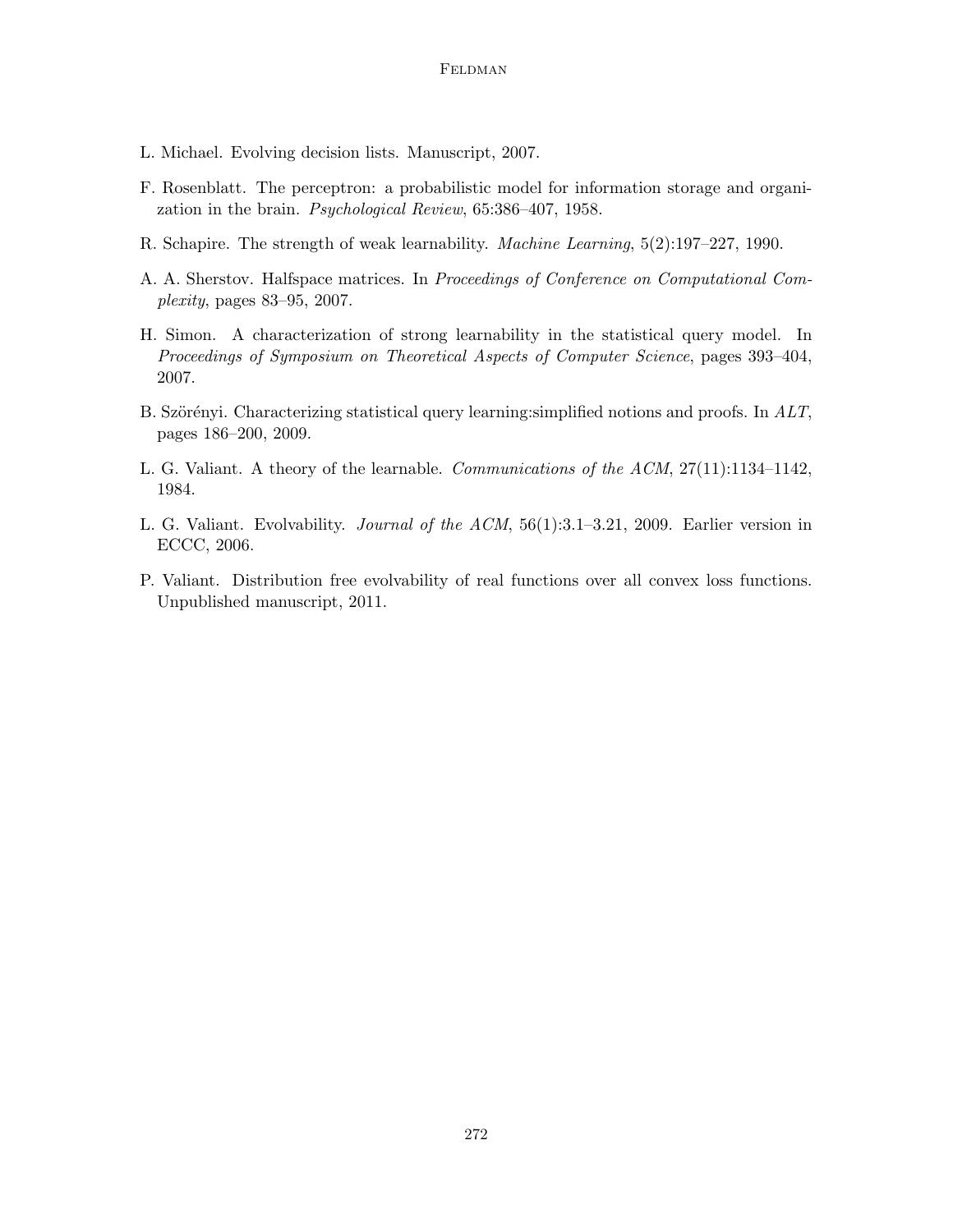L. Michael. Evolving decision lists. Manuscript, 2007.

F. Rosenblatt. The perceptron: a probabilistic model for information storage and organization in the brain. *Psychological Review*, 65:386–407, 1958.

R. Schapire. The strength of weak learnability. *Machine Learning*, 5(2):197–227, 1990.

A. A. Sherstov. Halfspace matrices. In *Proceedings of Conference on Computational Complexity*, pages 83–95, 2007.

H. Simon. A characterization of strong learnability in the statistical query model. In *Proceedings of Symposium on Theoretical Aspects of Computer Science*, pages 393–404, 2007.

B. Szörényi. Characterizing statistical query learning:simplified notions and proofs. In *ALT*, pages 186–200, 2009.

L. G. Valiant. A theory of the learnable. *Communications of the ACM*, 27(11):1134–1142, 1984.

L. G. Valiant. Evolvability. *Journal of the ACM*, 56(1):3.1–3.21, 2009. Earlier version in ECCC, 2006.

P. Valiant. Distribution free evolvability of real functions over all convex loss functions. Unpublished manuscript, 2011.